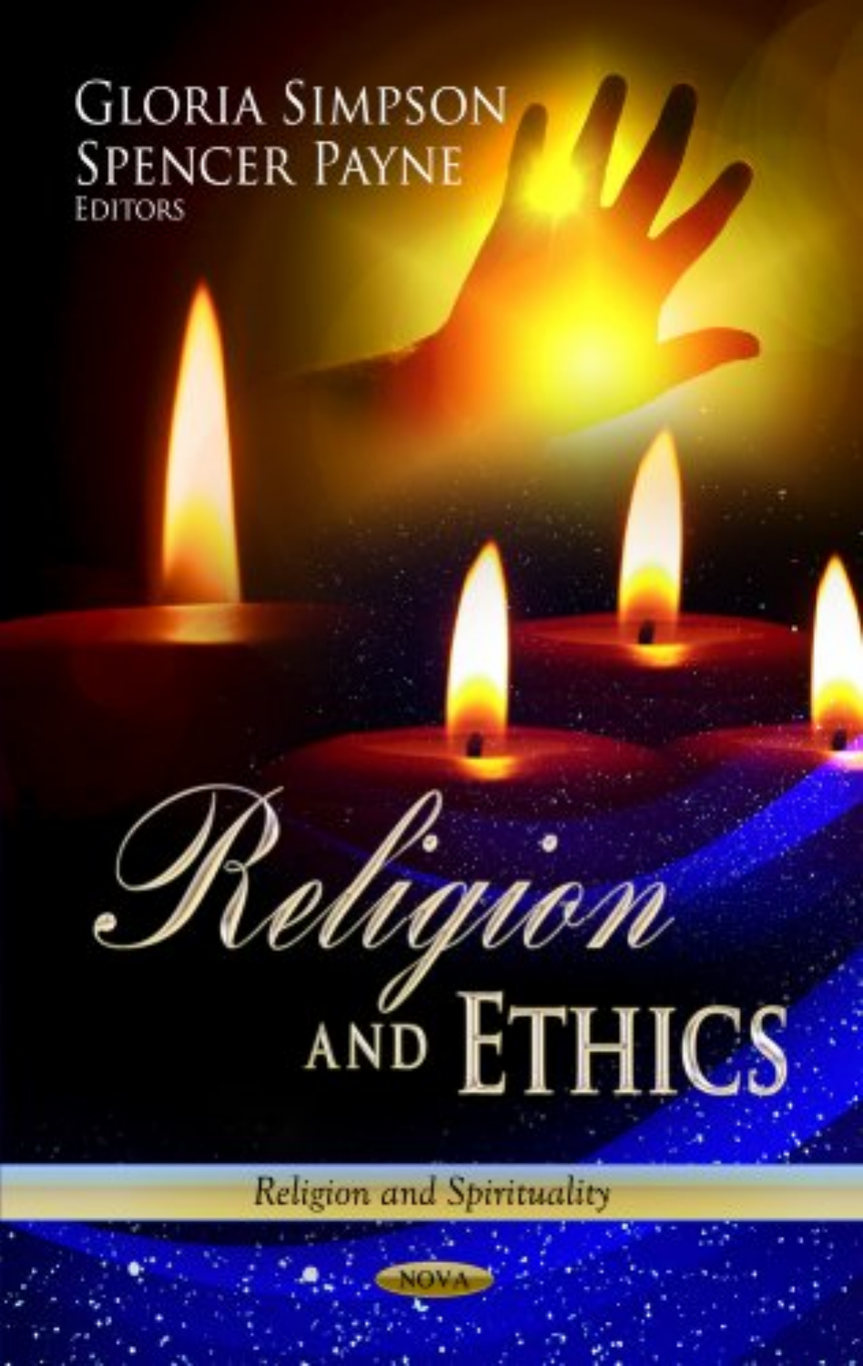Gloria Simpson
Spencer Payne
Editors

# Religion and Ethics

*Religion and Spirituality*

NOVA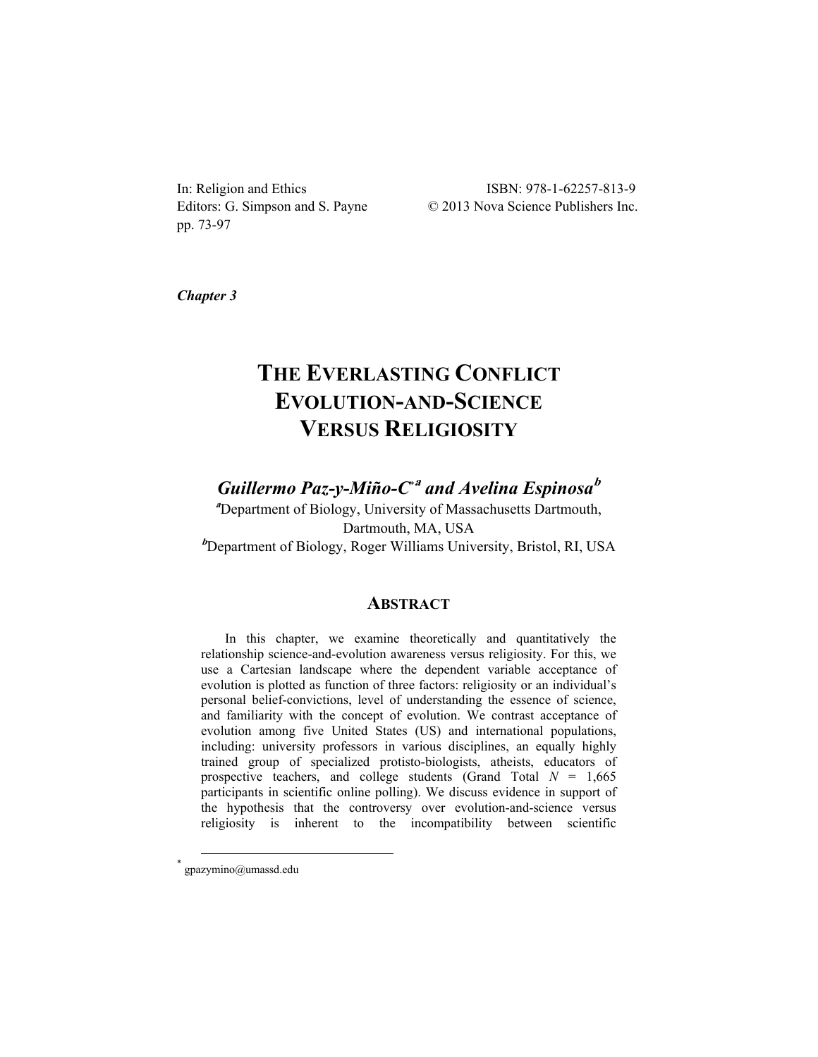In: Religion and Ethics
Editors: G. Simpson and S. Payne
pp. 73-97

ISBN: 978-1-62257-813-9
© 2013 Nova Science Publishers Inc.

*Chapter 3*

# THE EVERLASTING CONFLICT EVOLUTION-AND-SCIENCE VERSUS RELIGIOSITY

***Guillermo Paz-y-Miño-C*** [*a] ***and Avelina Espinosa*** [b]

[a]Department of Biology, University of Massachusetts Dartmouth, Dartmouth, MA, USA

[b]Department of Biology, Roger Williams University, Bristol, RI, USA

## ABSTRACT

In this chapter, we examine theoretically and quantitatively the relationship science-and-evolution awareness versus religiosity. For this, we use a Cartesian landscape where the dependent variable acceptance of evolution is plotted as function of three factors: religiosity or an individual's personal belief-convictions, level of understanding the essence of science, and familiarity with the concept of evolution. We contrast acceptance of evolution among five United States (US) and international populations, including: university professors in various disciplines, an equally highly trained group of specialized protisto-biologists, atheists, educators of prospective teachers, and college students (Grand Total *N* = 1,665 participants in scientific online polling). We discuss evidence in support of the hypothesis that the controversy over evolution-and-science versus religiosity is inherent to the incompatibility between scientific

* gpazymino@umassd.edu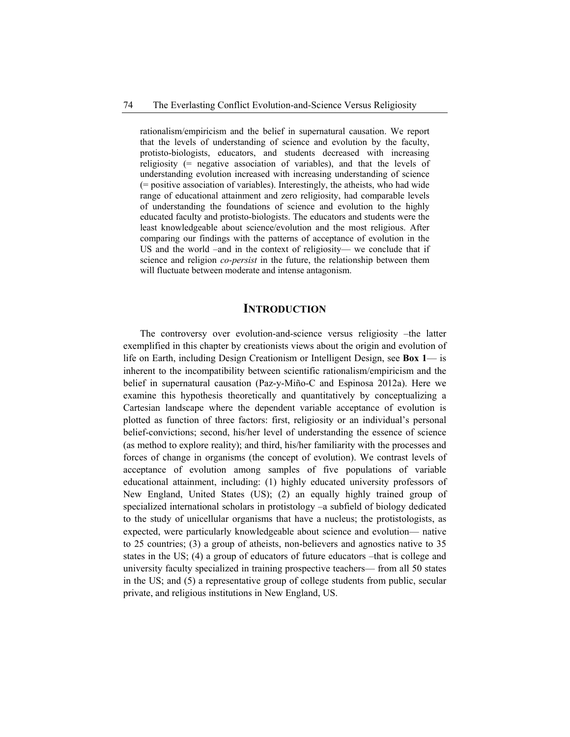rationalism/empiricism and the belief in supernatural causation. We report that the levels of understanding of science and evolution by the faculty, protisto-biologists, educators, and students decreased with increasing religiosity (= negative association of variables), and that the levels of understanding evolution increased with increasing understanding of science (= positive association of variables). Interestingly, the atheists, who had wide range of educational attainment and zero religiosity, had comparable levels of understanding the foundations of science and evolution to the highly educated faculty and protisto-biologists. The educators and students were the least knowledgeable about science/evolution and the most religious. After comparing our findings with the patterns of acceptance of evolution in the US and the world –and in the context of religiosity— we conclude that if science and religion *co-persist* in the future, the relationship between them will fluctuate between moderate and intense antagonism.

## INTRODUCTION

The controversy over evolution-and-science versus religiosity –the latter exemplified in this chapter by creationists views about the origin and evolution of life on Earth, including Design Creationism or Intelligent Design, see **Box 1**— is inherent to the incompatibility between scientific rationalism/empiricism and the belief in supernatural causation (Paz-y-Miño-C and Espinosa 2012a). Here we examine this hypothesis theoretically and quantitatively by conceptualizing a Cartesian landscape where the dependent variable acceptance of evolution is plotted as function of three factors: first, religiosity or an individual's personal belief-convictions; second, his/her level of understanding the essence of science (as method to explore reality); and third, his/her familiarity with the processes and forces of change in organisms (the concept of evolution). We contrast levels of acceptance of evolution among samples of five populations of variable educational attainment, including: (1) highly educated university professors of New England, United States (US); (2) an equally highly trained group of specialized international scholars in protistology –a subfield of biology dedicated to the study of unicellular organisms that have a nucleus; the protistologists, as expected, were particularly knowledgeable about science and evolution— native to 25 countries; (3) a group of atheists, non-believers and agnostics native to 35 states in the US; (4) a group of educators of future educators –that is college and university faculty specialized in training prospective teachers— from all 50 states in the US; and (5) a representative group of college students from public, secular private, and religious institutions in New England, US.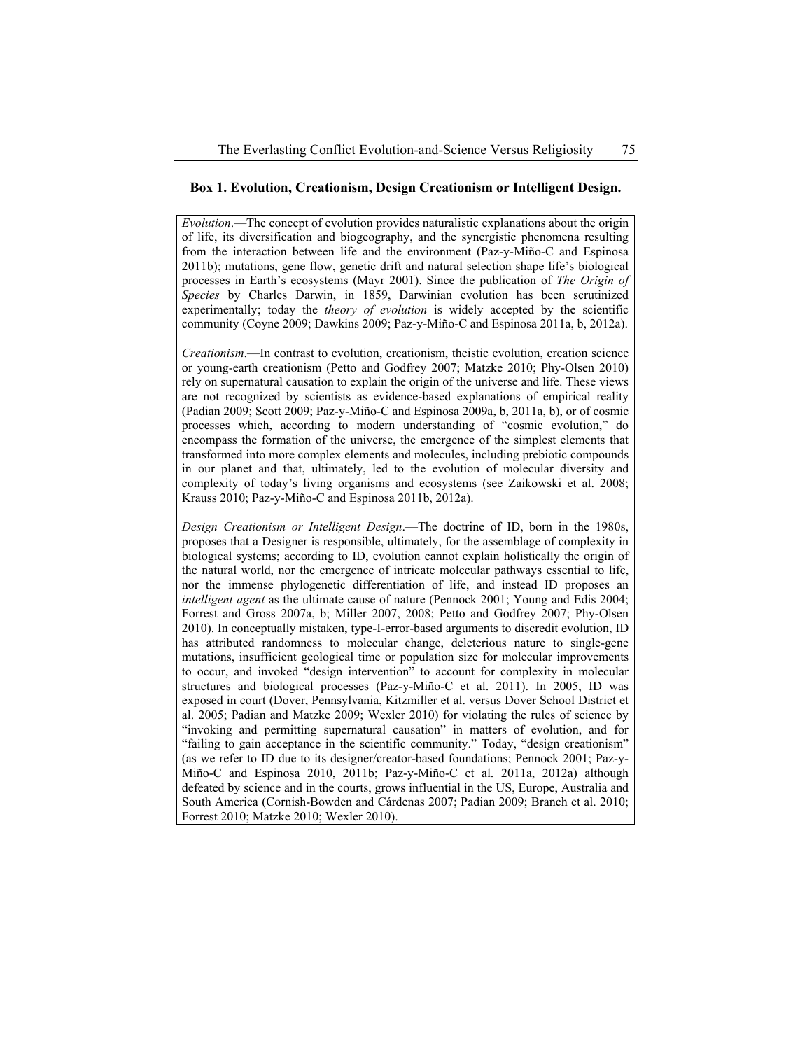**Box 1. Evolution, Creationism, Design Creationism or Intelligent Design.**

*Evolution*.—The concept of evolution provides naturalistic explanations about the origin of life, its diversification and biogeography, and the synergistic phenomena resulting from the interaction between life and the environment (Paz-y-Miño-C and Espinosa 2011b); mutations, gene flow, genetic drift and natural selection shape life's biological processes in Earth's ecosystems (Mayr 2001). Since the publication of *The Origin of Species* by Charles Darwin, in 1859, Darwinian evolution has been scrutinized experimentally; today the *theory of evolution* is widely accepted by the scientific community (Coyne 2009; Dawkins 2009; Paz-y-Miño-C and Espinosa 2011a, b, 2012a).

*Creationism*.—In contrast to evolution, creationism, theistic evolution, creation science or young-earth creationism (Petto and Godfrey 2007; Matzke 2010; Phy-Olsen 2010) rely on supernatural causation to explain the origin of the universe and life. These views are not recognized by scientists as evidence-based explanations of empirical reality (Padian 2009; Scott 2009; Paz-y-Miño-C and Espinosa 2009a, b, 2011a, b), or of cosmic processes which, according to modern understanding of "cosmic evolution," do encompass the formation of the universe, the emergence of the simplest elements that transformed into more complex elements and molecules, including prebiotic compounds in our planet and that, ultimately, led to the evolution of molecular diversity and complexity of today's living organisms and ecosystems (see Zaikowski et al. 2008; Krauss 2010; Paz-y-Miño-C and Espinosa 2011b, 2012a).

*Design Creationism or Intelligent Design*.—The doctrine of ID, born in the 1980s, proposes that a Designer is responsible, ultimately, for the assemblage of complexity in biological systems; according to ID, evolution cannot explain holistically the origin of the natural world, nor the emergence of intricate molecular pathways essential to life, nor the immense phylogenetic differentiation of life, and instead ID proposes an *intelligent agent* as the ultimate cause of nature (Pennock 2001; Young and Edis 2004; Forrest and Gross 2007a, b; Miller 2007, 2008; Petto and Godfrey 2007; Phy-Olsen 2010). In conceptually mistaken, type-I-error-based arguments to discredit evolution, ID has attributed randomness to molecular change, deleterious nature to single-gene mutations, insufficient geological time or population size for molecular improvements to occur, and invoked "design intervention" to account for complexity in molecular structures and biological processes (Paz-y-Miño-C et al. 2011). In 2005, ID was exposed in court (Dover, Pennsylvania, Kitzmiller et al. versus Dover School District et al. 2005; Padian and Matzke 2009; Wexler 2010) for violating the rules of science by "invoking and permitting supernatural causation" in matters of evolution, and for "failing to gain acceptance in the scientific community." Today, "design creationism" (as we refer to ID due to its designer/creator-based foundations; Pennock 2001; Paz-y-Miño-C and Espinosa 2010, 2011b; Paz-y-Miño-C et al. 2011a, 2012a) although defeated by science and in the courts, grows influential in the US, Europe, Australia and South America (Cornish-Bowden and Cárdenas 2007; Padian 2009; Branch et al. 2010; Forrest 2010; Matzke 2010; Wexler 2010).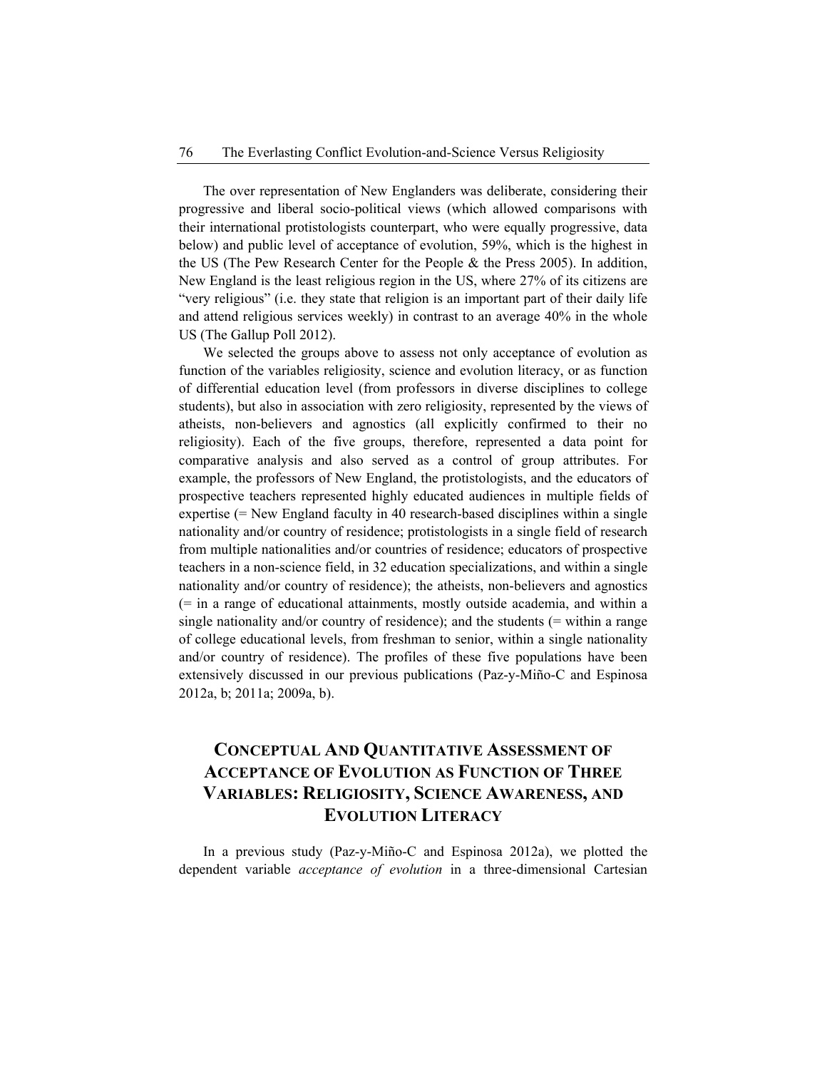The over representation of New Englanders was deliberate, considering their progressive and liberal socio-political views (which allowed comparisons with their international protistologists counterpart, who were equally progressive, data below) and public level of acceptance of evolution, 59%, which is the highest in the US (The Pew Research Center for the People & the Press 2005). In addition, New England is the least religious region in the US, where 27% of its citizens are "very religious" (i.e. they state that religion is an important part of their daily life and attend religious services weekly) in contrast to an average 40% in the whole US (The Gallup Poll 2012).

We selected the groups above to assess not only acceptance of evolution as function of the variables religiosity, science and evolution literacy, or as function of differential education level (from professors in diverse disciplines to college students), but also in association with zero religiosity, represented by the views of atheists, non-believers and agnostics (all explicitly confirmed to their no religiosity). Each of the five groups, therefore, represented a data point for comparative analysis and also served as a control of group attributes. For example, the professors of New England, the protistologists, and the educators of prospective teachers represented highly educated audiences in multiple fields of expertise (= New England faculty in 40 research-based disciplines within a single nationality and/or country of residence; protistologists in a single field of research from multiple nationalities and/or countries of residence; educators of prospective teachers in a non-science field, in 32 education specializations, and within a single nationality and/or country of residence); the atheists, non-believers and agnostics (= in a range of educational attainments, mostly outside academia, and within a single nationality and/or country of residence); and the students (= within a range of college educational levels, from freshman to senior, within a single nationality and/or country of residence). The profiles of these five populations have been extensively discussed in our previous publications (Paz-y-Miño-C and Espinosa 2012a, b; 2011a; 2009a, b).

## Conceptual and Quantitative Assessment of Acceptance of Evolution as Function of Three Variables: Religiosity, Science Awareness, and Evolution Literacy

In a previous study (Paz-y-Miño-C and Espinosa 2012a), we plotted the dependent variable *acceptance of evolution* in a three-dimensional Cartesian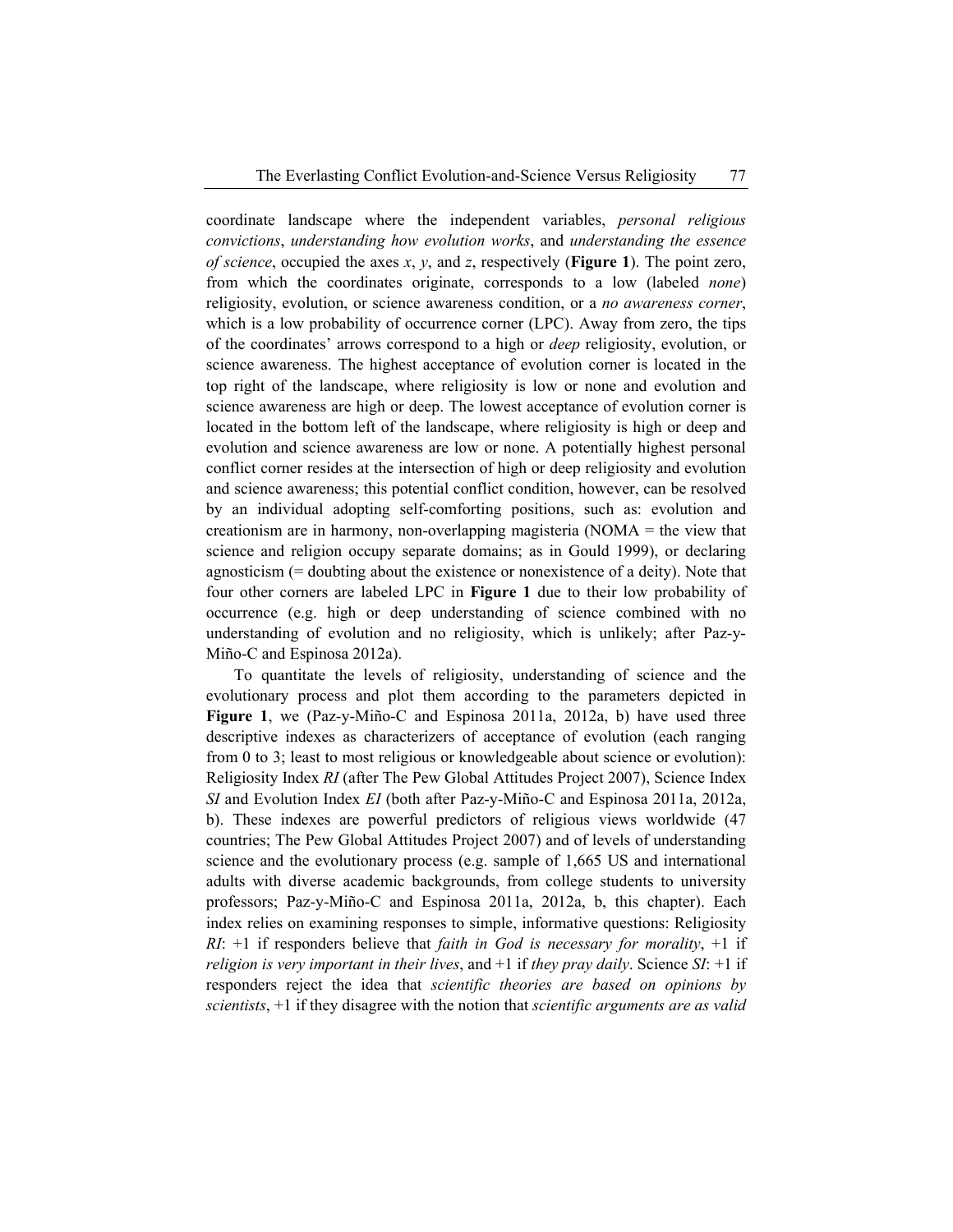coordinate landscape where the independent variables, *personal religious convictions*, *understanding how evolution works*, and *understanding the essence of science*, occupied the axes *x*, *y*, and *z*, respectively (**Figure 1**). The point zero, from which the coordinates originate, corresponds to a low (labeled *none*) religiosity, evolution, or science awareness condition, or a *no awareness corner*, which is a low probability of occurrence corner (LPC). Away from zero, the tips of the coordinates' arrows correspond to a high or *deep* religiosity, evolution, or science awareness. The highest acceptance of evolution corner is located in the top right of the landscape, where religiosity is low or none and evolution and science awareness are high or deep. The lowest acceptance of evolution corner is located in the bottom left of the landscape, where religiosity is high or deep and evolution and science awareness are low or none. A potentially highest personal conflict corner resides at the intersection of high or deep religiosity and evolution and science awareness; this potential conflict condition, however, can be resolved by an individual adopting self-comforting positions, such as: evolution and creationism are in harmony, non-overlapping magisteria (NOMA = the view that science and religion occupy separate domains; as in Gould 1999), or declaring agnosticism (= doubting about the existence or nonexistence of a deity). Note that four other corners are labeled LPC in **Figure 1** due to their low probability of occurrence (e.g. high or deep understanding of science combined with no understanding of evolution and no religiosity, which is unlikely; after Paz-y-Miño-C and Espinosa 2012a).

To quantitate the levels of religiosity, understanding of science and the evolutionary process and plot them according to the parameters depicted in **Figure 1**, we (Paz-y-Miño-C and Espinosa 2011a, 2012a, b) have used three descriptive indexes as characterizers of acceptance of evolution (each ranging from 0 to 3; least to most religious or knowledgeable about science or evolution): Religiosity Index *RI* (after The Pew Global Attitudes Project 2007), Science Index *SI* and Evolution Index *EI* (both after Paz-y-Miño-C and Espinosa 2011a, 2012a, b). These indexes are powerful predictors of religious views worldwide (47 countries; The Pew Global Attitudes Project 2007) and of levels of understanding science and the evolutionary process (e.g. sample of 1,665 US and international adults with diverse academic backgrounds, from college students to university professors; Paz-y-Miño-C and Espinosa 2011a, 2012a, b, this chapter). Each index relies on examining responses to simple, informative questions: Religiosity *RI*: +1 if responders believe that *faith in God is necessary for morality*, +1 if *religion is very important in their lives*, and +1 if *they pray daily*. Science *SI*: +1 if responders reject the idea that *scientific theories are based on opinions by scientists*, +1 if they disagree with the notion that *scientific arguments are as valid*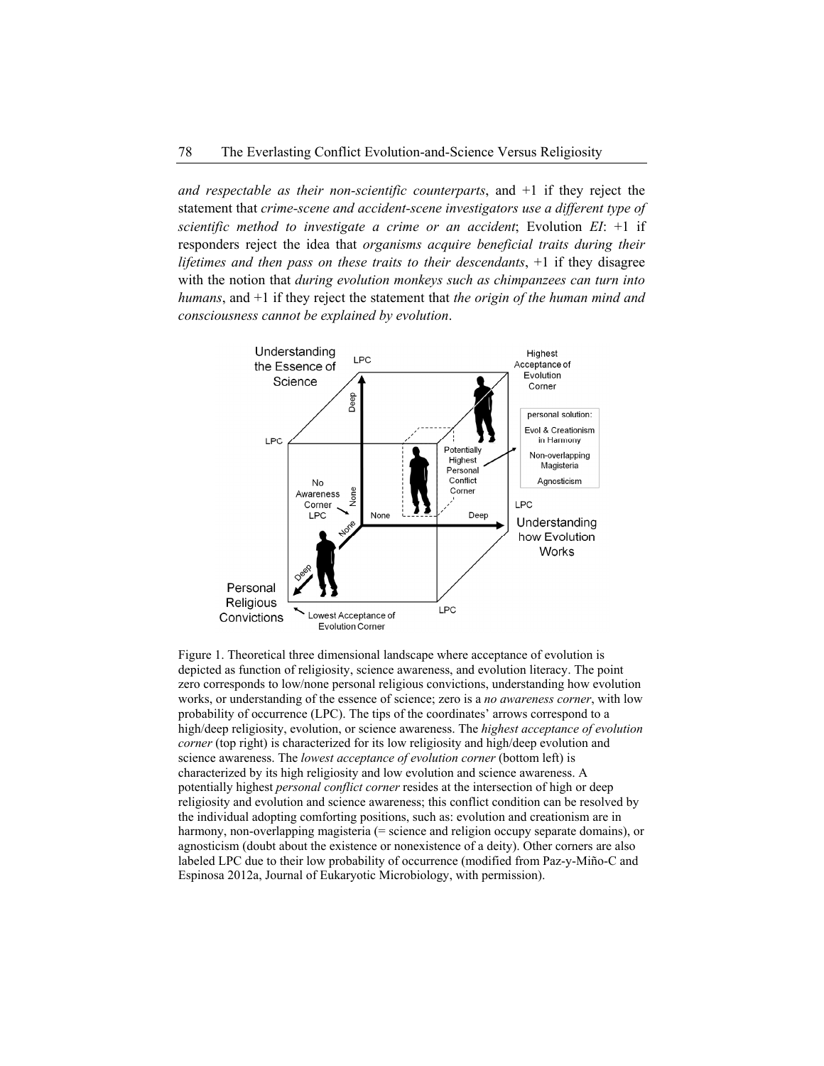*and respectable as their non-scientific counterparts*, and +1 if they reject the statement that *crime-scene and accident-scene investigators use a different type of scientific method to investigate a crime or an accident*; Evolution *EI*: +1 if responders reject the idea that *organisms acquire beneficial traits during their lifetimes and then pass on these traits to their descendants*, +1 if they disagree with the notion that *during evolution monkeys such as chimpanzees can turn into humans*, and +1 if they reject the statement that *the origin of the human mind and consciousness cannot be explained by evolution*.

Figure 1. Theoretical three dimensional landscape where acceptance of evolution is depicted as function of religiosity, science awareness, and evolution literacy. The point zero corresponds to low/none personal religious convictions, understanding how evolution works, or understanding of the essence of science; zero is a *no awareness corner*, with low probability of occurrence (LPC). The tips of the coordinates' arrows correspond to a high/deep religiosity, evolution, or science awareness. The *highest acceptance of evolution corner* (top right) is characterized for its low religiosity and high/deep evolution and science awareness. The *lowest acceptance of evolution corner* (bottom left) is characterized by its high religiosity and low evolution and science awareness. A potentially highest *personal conflict corner* resides at the intersection of high or deep religiosity and evolution and science awareness; this conflict condition can be resolved by the individual adopting comforting positions, such as: evolution and creationism are in harmony, non-overlapping magisteria (= science and religion occupy separate domains), or agnosticism (doubt about the existence or nonexistence of a deity). Other corners are also labeled LPC due to their low probability of occurrence (modified from Paz-y-Miño-C and Espinosa 2012a, Journal of Eukaryotic Microbiology, with permission).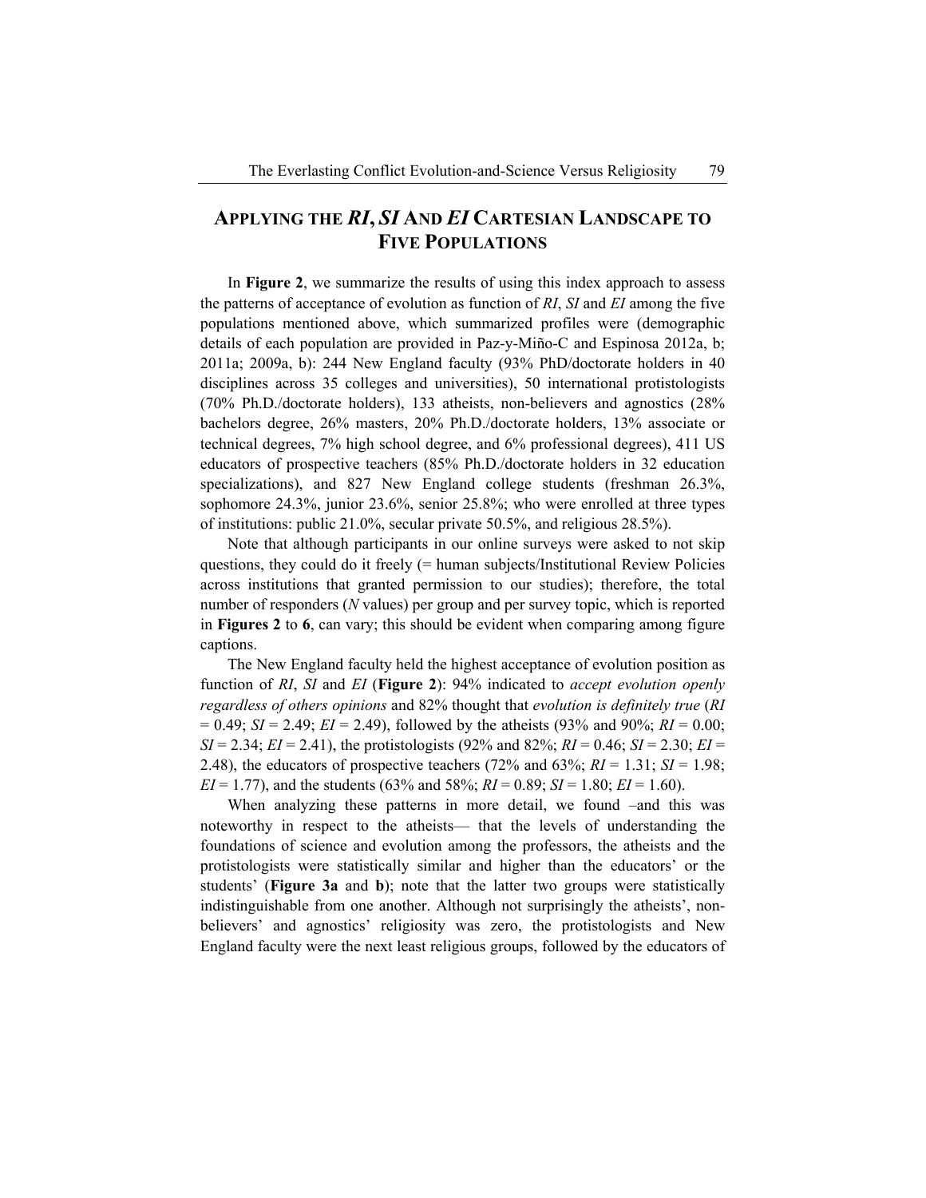## APPLYING THE *RI*, *SI* AND *EI* CARTESIAN LANDSCAPE TO FIVE POPULATIONS

In **Figure 2**, we summarize the results of using this index approach to assess the patterns of acceptance of evolution as function of *RI*, *SI* and *EI* among the five populations mentioned above, which summarized profiles were (demographic details of each population are provided in Paz-y-Miño-C and Espinosa 2012a, b; 2011a; 2009a, b): 244 New England faculty (93% PhD/doctorate holders in 40 disciplines across 35 colleges and universities), 50 international protistologists (70% Ph.D./doctorate holders), 133 atheists, non-believers and agnostics (28% bachelors degree, 26% masters, 20% Ph.D./doctorate holders, 13% associate or technical degrees, 7% high school degree, and 6% professional degrees), 411 US educators of prospective teachers (85% Ph.D./doctorate holders in 32 education specializations), and 827 New England college students (freshman 26.3%, sophomore 24.3%, junior 23.6%, senior 25.8%; who were enrolled at three types of institutions: public 21.0%, secular private 50.5%, and religious 28.5%).

Note that although participants in our online surveys were asked to not skip questions, they could do it freely (= human subjects/Institutional Review Policies across institutions that granted permission to our studies); therefore, the total number of responders (*N* values) per group and per survey topic, which is reported in **Figures 2** to **6**, can vary; this should be evident when comparing among figure captions.

The New England faculty held the highest acceptance of evolution position as function of *RI*, *SI* and *EI* (**Figure 2**): 94% indicated to *accept evolution openly regardless of others opinions* and 82% thought that *evolution is definitely true* (*RI* = 0.49; *SI* = 2.49; *EI* = 2.49), followed by the atheists (93% and 90%; *RI* = 0.00; *SI* = 2.34; *EI* = 2.41), the protistologists (92% and 82%; *RI* = 0.46; *SI* = 2.30; *EI* = 2.48), the educators of prospective teachers (72% and 63%; *RI* = 1.31; *SI* = 1.98; *EI* = 1.77), and the students (63% and 58%; *RI* = 0.89; *SI* = 1.80; *EI* = 1.60).

When analyzing these patterns in more detail, we found –and this was noteworthy in respect to the atheists— that the levels of understanding the foundations of science and evolution among the professors, the atheists and the protistologists were statistically similar and higher than the educators' or the students' (**Figure 3a** and **b**); note that the latter two groups were statistically indistinguishable from one another. Although not surprisingly the atheists', non-believers' and agnostics' religiosity was zero, the protistologists and New England faculty were the next least religious groups, followed by the educators of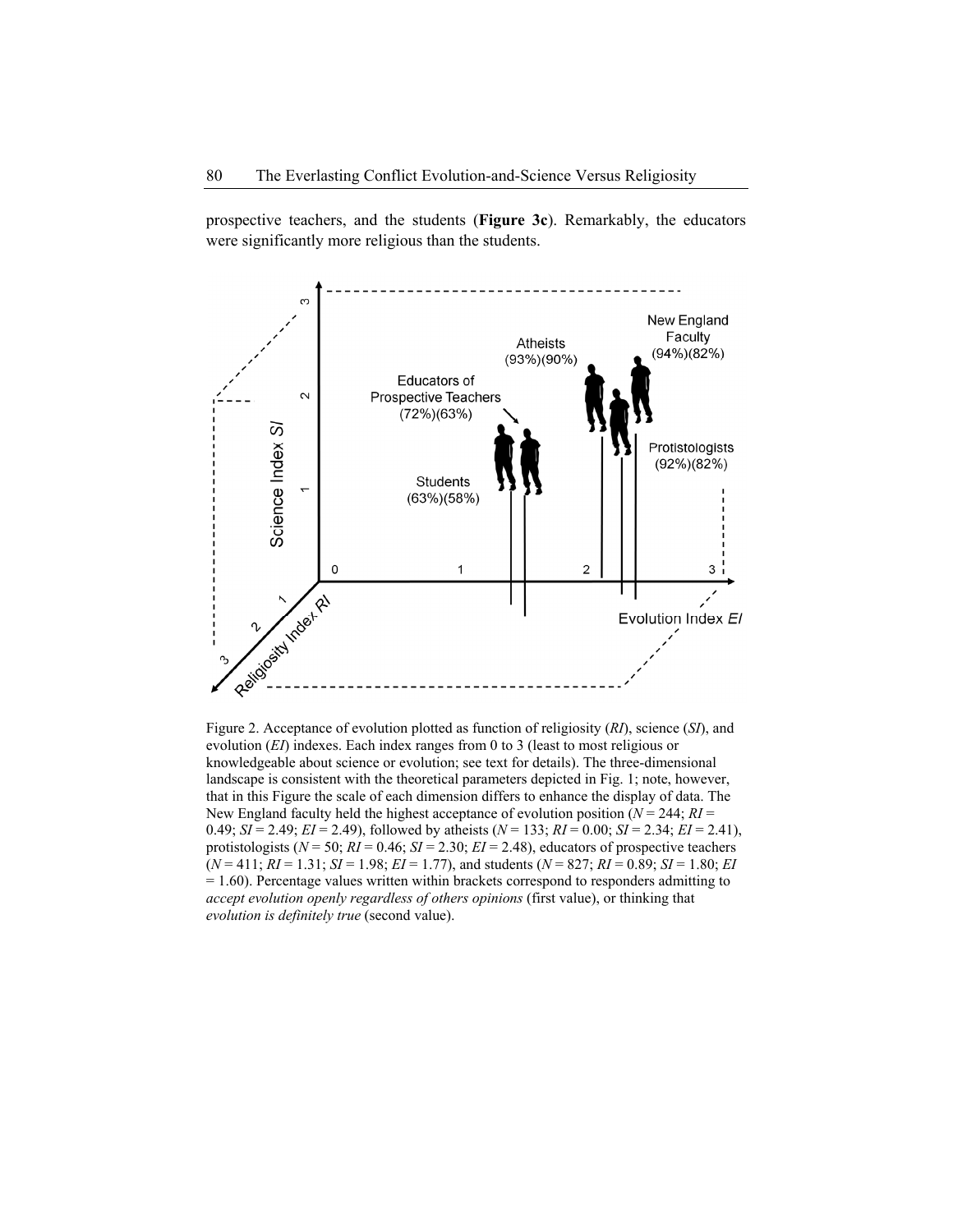prospective teachers, and the students (**Figure 3c**). Remarkably, the educators were significantly more religious than the students.

Figure 2. Acceptance of evolution plotted as function of religiosity (*RI*), science (*SI*), and evolution (*EI*) indexes. Each index ranges from 0 to 3 (least to most religious or knowledgeable about science or evolution; see text for details). The three-dimensional landscape is consistent with the theoretical parameters depicted in Fig. 1; note, however, that in this Figure the scale of each dimension differs to enhance the display of data. The New England faculty held the highest acceptance of evolution position ($N$ = 244; $RI$ = 0.49; $SI$ = 2.49; $EI$ = 2.49), followed by atheists ($N$ = 133; $RI$ = 0.00; $SI$ = 2.34; $EI$ = 2.41), protistologists ($N$ = 50; $RI$ = 0.46; $SI$ = 2.30; $EI$ = 2.48), educators of prospective teachers ($N$ = 411; $RI$ = 1.31; $SI$ = 1.98; $EI$ = 1.77), and students ($N$ = 827; $RI$ = 0.89; $SI$ = 1.80; $EI$ = 1.60). Percentage values written within brackets correspond to responders admitting to *accept evolution openly regardless of others opinions* (first value), or thinking that *evolution is definitely true* (second value).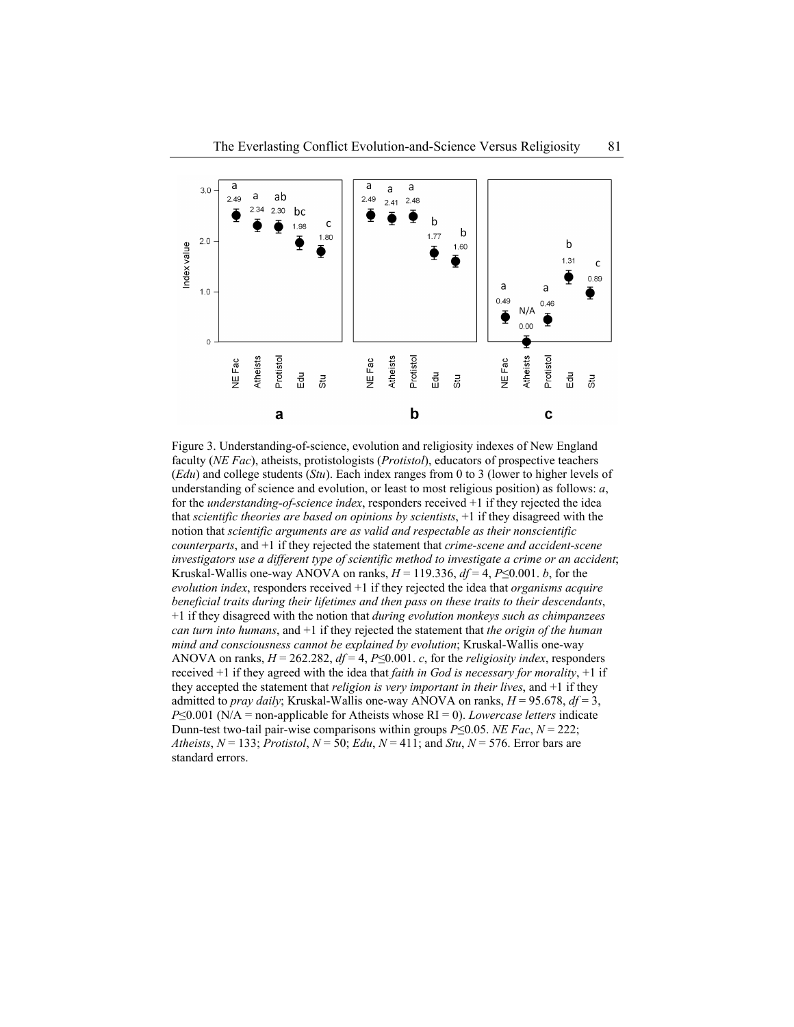Figure 3. Understanding-of-science, evolution and religiosity indexes of New England faculty (*NE Fac*), atheists, protistologists (*Protistol*), educators of prospective teachers (*Edu*) and college students (*Stu*). Each index ranges from 0 to 3 (lower to higher levels of understanding of science and evolution, or least to most religious position) as follows: *a*, for the *understanding-of-science index*, responders received +1 if they rejected the idea that *scientific theories are based on opinions by scientists*, +1 if they disagreed with the notion that *scientific arguments are as valid and respectable as their nonscientific counterparts*, and +1 if they rejected the statement that *crime-scene and accident-scene investigators use a different type of scientific method to investigate a crime or an accident*; Kruskal-Wallis one-way ANOVA on ranks, $H = 119.336$, $df = 4$, $P \leq 0.001$. *b*, for the *evolution index*, responders received +1 if they rejected the idea that *organisms acquire beneficial traits during their lifetimes and then pass on these traits to their descendants*, +1 if they disagreed with the notion that *during evolution monkeys such as chimpanzees can turn into humans*, and +1 if they rejected the statement that *the origin of the human mind and consciousness cannot be explained by evolution*; Kruskal-Wallis one-way ANOVA on ranks, $H = 262.282$, $df = 4$, $P \leq 0.001$. *c*, for the *religiosity index*, responders received +1 if they agreed with the idea that *faith in God is necessary for morality*, +1 if they accepted the statement that *religion is very important in their lives*, and +1 if they admitted to *pray daily*; Kruskal-Wallis one-way ANOVA on ranks, $H = 95.678$, $df = 3$, $P \leq 0.001$ (N/A = non-applicable for Atheists whose RI = 0). *Lowercase letters* indicate Dunn-test two-tail pair-wise comparisons within groups $P \leq 0.05$. *NE Fac*, $N = 222$; *Atheists*, $N = 133$; *Protistol*, $N = 50$; *Edu*, $N = 411$; and *Stu*, $N = 576$. Error bars are standard errors.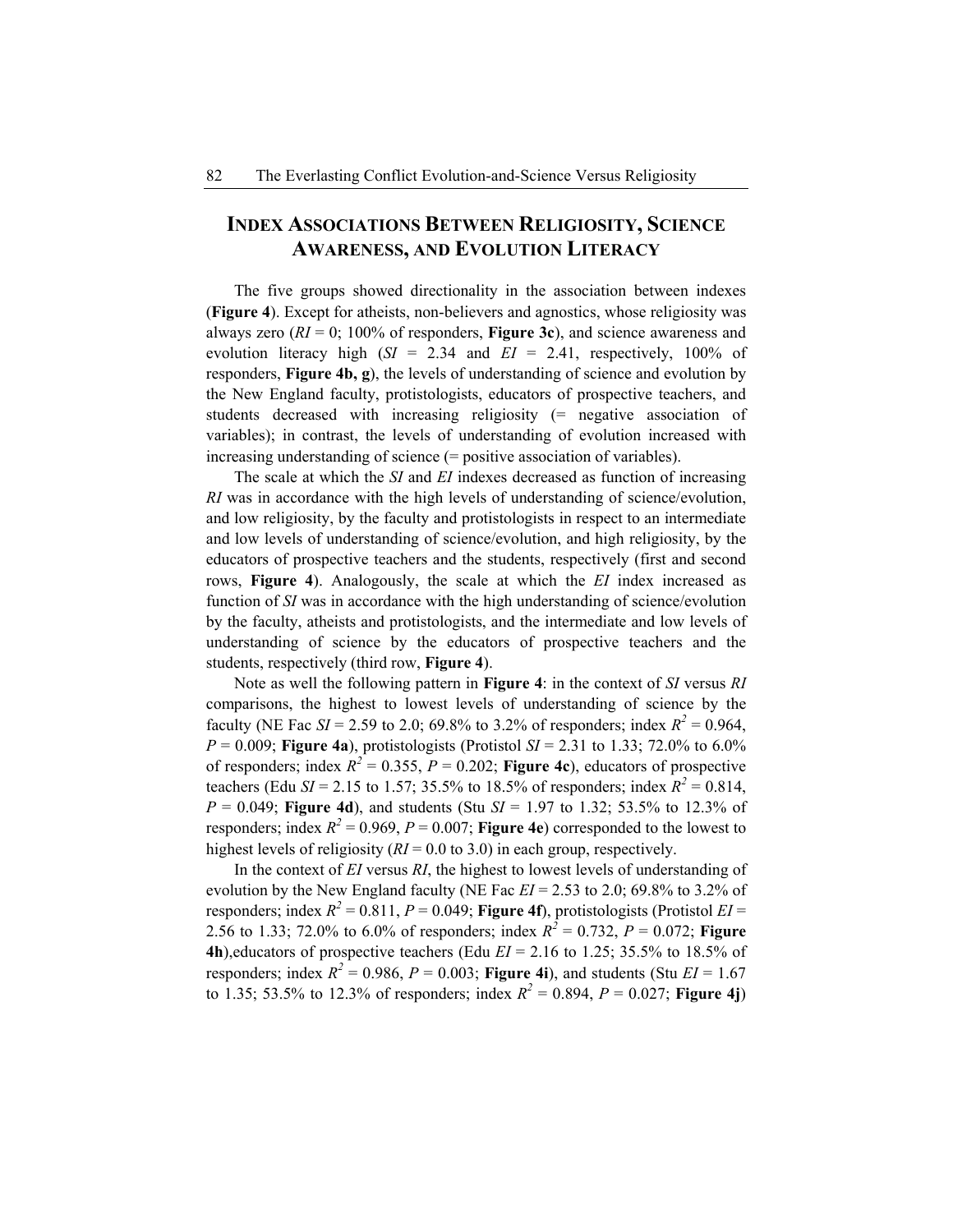## Index Associations Between Religiosity, Science Awareness, and Evolution Literacy

The five groups showed directionality in the association between indexes (**Figure 4**). Except for atheists, non-believers and agnostics, whose religiosity was always zero (*RI* = 0; 100% of responders, **Figure 3c**), and science awareness and evolution literacy high (*SI* = 2.34 and *EI* = 2.41, respectively, 100% of responders, **Figure 4b, g**), the levels of understanding of science and evolution by the New England faculty, protistologists, educators of prospective teachers, and students decreased with increasing religiosity (= negative association of variables); in contrast, the levels of understanding of evolution increased with increasing understanding of science (= positive association of variables).

The scale at which the *SI* and *EI* indexes decreased as function of increasing *RI* was in accordance with the high levels of understanding of science/evolution, and low religiosity, by the faculty and protistologists in respect to an intermediate and low levels of understanding of science/evolution, and high religiosity, by the educators of prospective teachers and the students, respectively (first and second rows, **Figure 4**). Analogously, the scale at which the *EI* index increased as function of *SI* was in accordance with the high understanding of science/evolution by the faculty, atheists and protistologists, and the intermediate and low levels of understanding of science by the educators of prospective teachers and the students, respectively (third row, **Figure 4**).

Note as well the following pattern in **Figure 4**: in the context of *SI* versus *RI* comparisons, the highest to lowest levels of understanding of science by the faculty (NE Fac *SI* = 2.59 to 2.0; 69.8% to 3.2% of responders; index $R^2$ = 0.964, *P* = 0.009; **Figure 4a**), protistologists (Protistol *SI* = 2.31 to 1.33; 72.0% to 6.0% of responders; index $R^2$ = 0.355, *P* = 0.202; **Figure 4c**), educators of prospective teachers (Edu *SI* = 2.15 to 1.57; 35.5% to 18.5% of responders; index $R^2$ = 0.814, *P* = 0.049; **Figure 4d**), and students (Stu *SI* = 1.97 to 1.32; 53.5% to 12.3% of responders; index $R^2$ = 0.969, *P* = 0.007; **Figure 4e**) corresponded to the lowest to highest levels of religiosity (*RI* = 0.0 to 3.0) in each group, respectively.

In the context of *EI* versus *RI*, the highest to lowest levels of understanding of evolution by the New England faculty (NE Fac *EI* = 2.53 to 2.0; 69.8% to 3.2% of responders; index $R^2$ = 0.811, *P* = 0.049; **Figure 4f**), protistologists (Protistol *EI* = 2.56 to 1.33; 72.0% to 6.0% of responders; index $R^2$ = 0.732, *P* = 0.072; **Figure 4h**),educators of prospective teachers (Edu *EI* = 2.16 to 1.25; 35.5% to 18.5% of responders; index $R^2$ = 0.986, *P* = 0.003; **Figure 4i**), and students (Stu *EI* = 1.67 to 1.35; 53.5% to 12.3% of responders; index $R^2$ = 0.894, *P* = 0.027; **Figure 4j**)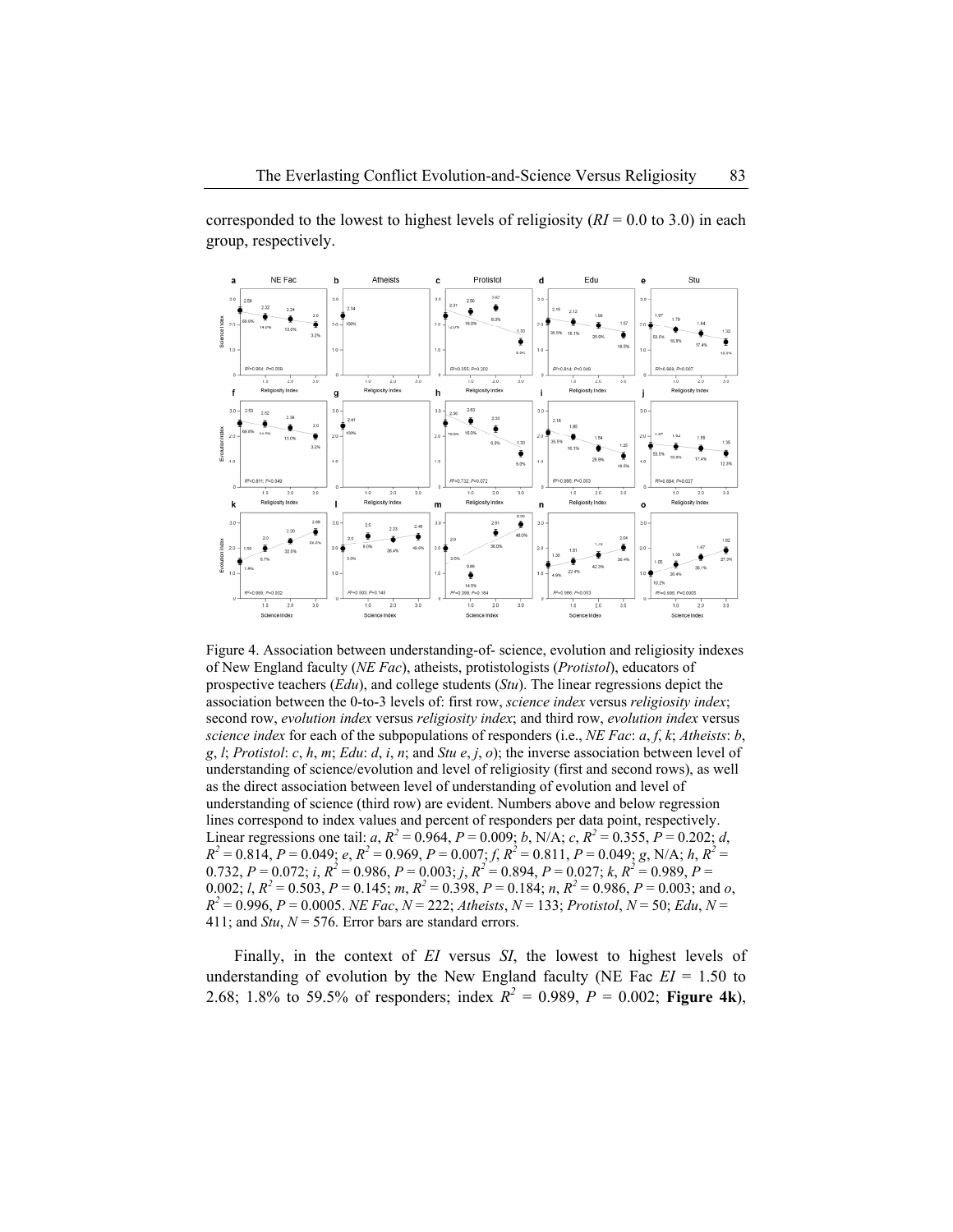corresponded to the lowest to highest levels of religiosity ($RI$ = 0.0 to 3.0) in each group, respectively.

Figure 4. Association between understanding-of- science, evolution and religiosity indexes of New England faculty (*NE Fac*), atheists, protistologists (*Protistol*), educators of prospective teachers (*Edu*), and college students (*Stu*). The linear regressions depict the association between the 0-to-3 levels of: first row, *science index* versus *religiosity index*; second row, *evolution index* versus *religiosity index*; and third row, *evolution index* versus *science index* for each of the subpopulations of responders (i.e., *NE Fac*: *a*, *f*, *k*; *Atheists*: *b*, *g*, *l*; *Protistol*: *c*, *h*, *m*; *Edu*: *d*, *i*, *n*; and *Stu* *e*, *j*, *o*); the inverse association between level of understanding of science/evolution and level of religiosity (first and second rows), as well as the direct association between level of understanding of evolution and level of understanding of science (third row) are evident. Numbers above and below regression lines correspond to index values and percent of responders per data point, respectively. Linear regressions one tail: *a*, $R^2$ = 0.964, $P$ = 0.009; *b*, N/A; *c*, $R^2$ = 0.355, $P$ = 0.202; *d*, $R^2$ = 0.814, $P$ = 0.049; *e*, $R^2$ = 0.969, $P$ = 0.007; *f*, $R^2$ = 0.811, $P$ = 0.049; *g*, N/A; *h*, $R^2$ = 0.732, $P$ = 0.072; *i*, $R^2$ = 0.986, $P$ = 0.003; *j*, $R^2$ = 0.894, $P$ = 0.027; *k*, $R^2$ = 0.989, $P$ = 0.002; *l*, $R^2$ = 0.503, $P$ = 0.145; *m*, $R^2$ = 0.398, $P$ = 0.184; *n*, $R^2$ = 0.986, $P$ = 0.003; and *o*, $R^2$ = 0.996, $P$ = 0.0005. *NE Fac*, $N$ = 222; *Atheists*, $N$ = 133; *Protistol*, $N$ = 50; *Edu*, $N$ = 411; and *Stu*, $N$ = 576. Error bars are standard errors.

Finally, in the context of $EI$ versus $SI$, the lowest to highest levels of understanding of evolution by the New England faculty (NE Fac $EI$ = 1.50 to 2.68; 1.8% to 59.5% of responders; index $R^2$ = 0.989, $P$ = 0.002; **Figure 4k**),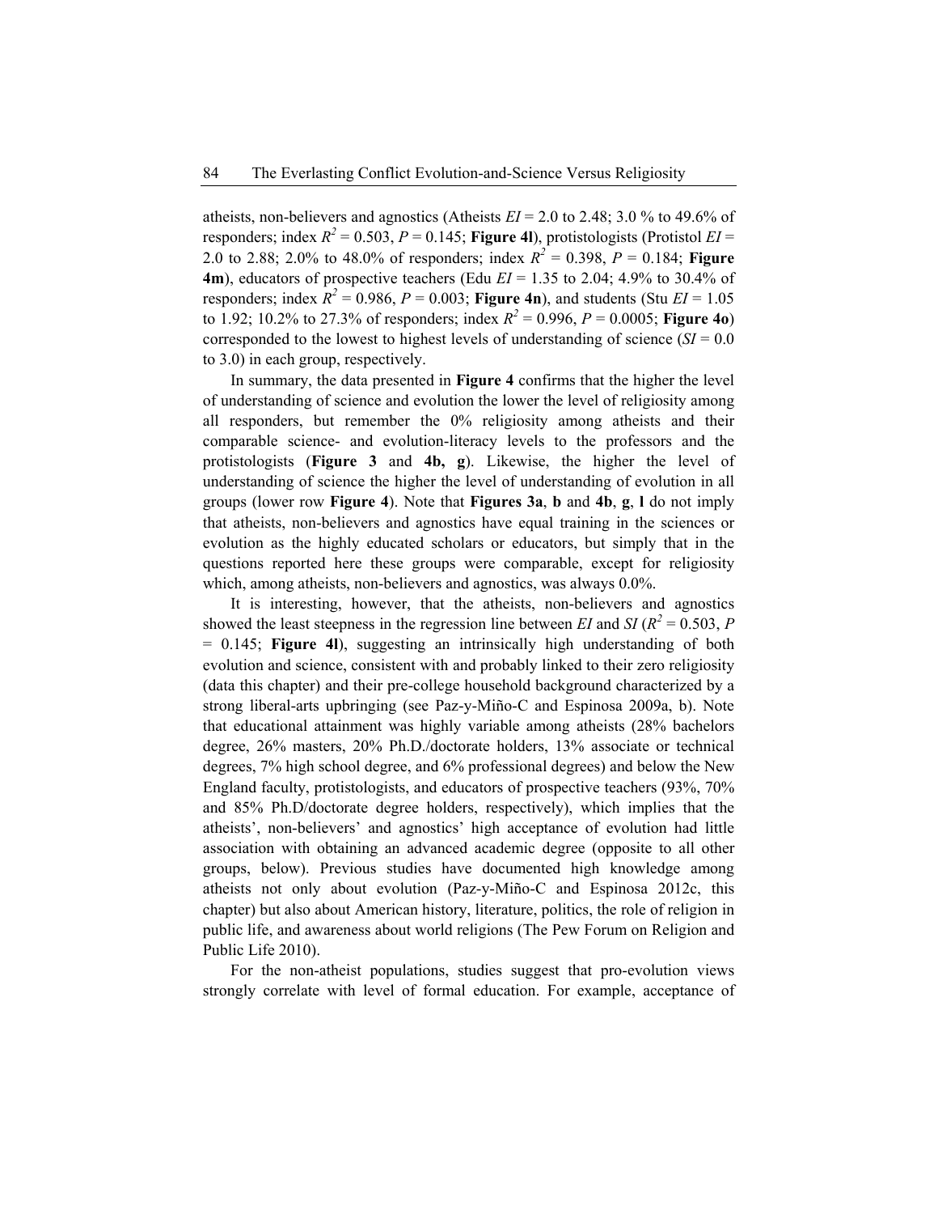atheists, non-believers and agnostics (Atheists $EI = 2.0$ to $2.48$; 3.0 % to 49.6% of responders; index $R^2 = 0.503$, $P = 0.145$; **Figure 4l**), protistologists (Protistol $EI = 2.0$ to $2.88$; 2.0% to 48.0% of responders; index $R^2 = 0.398$, $P = 0.184$; **Figure 4m**), educators of prospective teachers (Edu $EI = 1.35$ to $2.04$; 4.9% to 30.4% of responders; index $R^2 = 0.986$, $P = 0.003$; **Figure 4n**), and students (Stu $EI = 1.05$ to $1.92$; 10.2% to 27.3% of responders; index $R^2 = 0.996$, $P = 0.0005$; **Figure 4o**) corresponded to the lowest to highest levels of understanding of science ($SI = 0.0$ to $3.0$) in each group, respectively.

In summary, the data presented in **Figure 4** confirms that the higher the level of understanding of science and evolution the lower the level of religiosity among all responders, but remember the 0% religiosity among atheists and their comparable science- and evolution-literacy levels to the professors and the protistologists (**Figure 3** and **4b, g**). Likewise, the higher the level of understanding of science the higher the level of understanding of evolution in all groups (lower row **Figure 4**). Note that **Figures 3a**, **b** and **4b**, **g**, **l** do not imply that atheists, non-believers and agnostics have equal training in the sciences or evolution as the highly educated scholars or educators, but simply that in the questions reported here these groups were comparable, except for religiosity which, among atheists, non-believers and agnostics, was always 0.0%.

It is interesting, however, that the atheists, non-believers and agnostics showed the least steepness in the regression line between $EI$ and $SI$ ($R^2 = 0.503$, $P = 0.145$; **Figure 4l**), suggesting an intrinsically high understanding of both evolution and science, consistent with and probably linked to their zero religiosity (data this chapter) and their pre-college household background characterized by a strong liberal-arts upbringing (see Paz-y-Miño-C and Espinosa 2009a, b). Note that educational attainment was highly variable among atheists (28% bachelors degree, 26% masters, 20% Ph.D./doctorate holders, 13% associate or technical degrees, 7% high school degree, and 6% professional degrees) and below the New England faculty, protistologists, and educators of prospective teachers (93%, 70% and 85% Ph.D/doctorate degree holders, respectively), which implies that the atheists', non-believers' and agnostics' high acceptance of evolution had little association with obtaining an advanced academic degree (opposite to all other groups, below). Previous studies have documented high knowledge among atheists not only about evolution (Paz-y-Miño-C and Espinosa 2012c, this chapter) but also about American history, literature, politics, the role of religion in public life, and awareness about world religions (The Pew Forum on Religion and Public Life 2010).

For the non-atheist populations, studies suggest that pro-evolution views strongly correlate with level of formal education. For example, acceptance of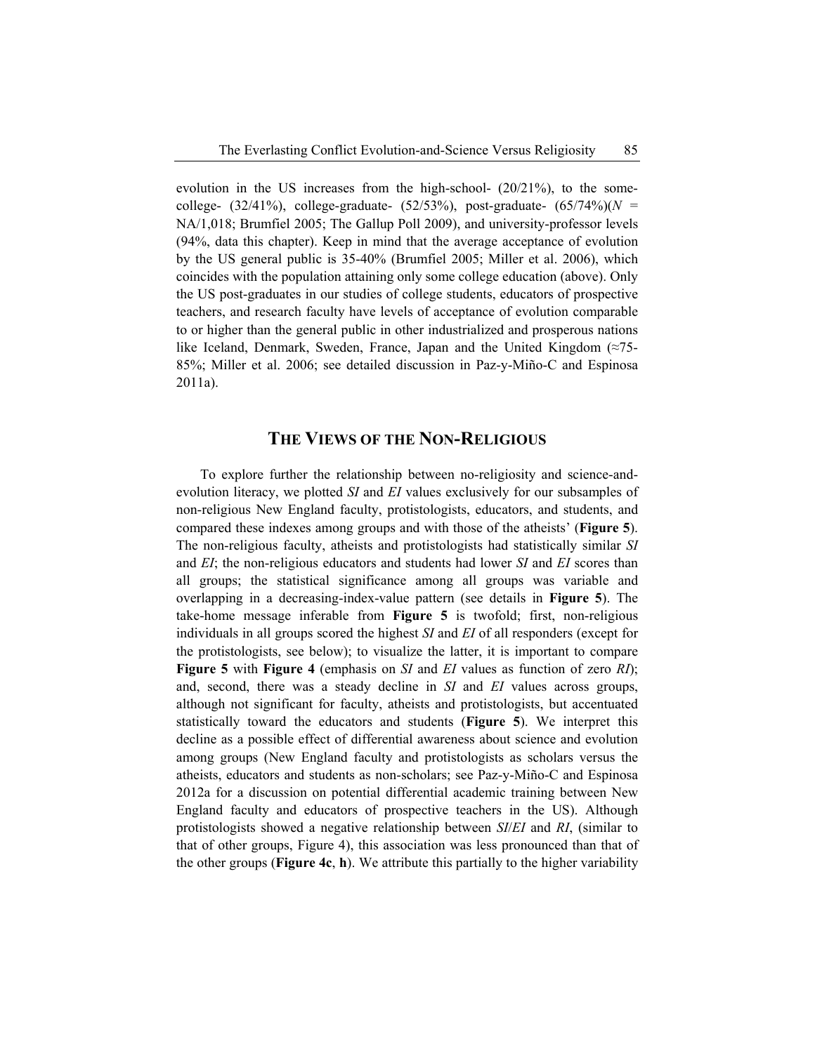evolution in the US increases from the high-school- (20/21%), to the some-college- (32/41%), college-graduate- (52/53%), post-graduate- (65/74%)(*N* = NA/1,018; Brumfiel 2005; The Gallup Poll 2009), and university-professor levels (94%, data this chapter). Keep in mind that the average acceptance of evolution by the US general public is 35-40% (Brumfiel 2005; Miller et al. 2006), which coincides with the population attaining only some college education (above). Only the US post-graduates in our studies of college students, educators of prospective teachers, and research faculty have levels of acceptance of evolution comparable to or higher than the general public in other industrialized and prosperous nations like Iceland, Denmark, Sweden, France, Japan and the United Kingdom (≈75-85%; Miller et al. 2006; see detailed discussion in Paz-y-Miño-C and Espinosa 2011a).

## THE VIEWS OF THE NON-RELIGIOUS

To explore further the relationship between no-religiosity and science-and-evolution literacy, we plotted *SI* and *EI* values exclusively for our subsamples of non-religious New England faculty, protistologists, educators, and students, and compared these indexes among groups and with those of the atheists' (**Figure 5**). The non-religious faculty, atheists and protistologists had statistically similar *SI* and *EI*; the non-religious educators and students had lower *SI* and *EI* scores than all groups; the statistical significance among all groups was variable and overlapping in a decreasing-index-value pattern (see details in **Figure 5**). The take-home message inferable from **Figure 5** is twofold; first, non-religious individuals in all groups scored the highest *SI* and *EI* of all responders (except for the protistologists, see below); to visualize the latter, it is important to compare **Figure 5** with **Figure 4** (emphasis on *SI* and *EI* values as function of zero *RI*); and, second, there was a steady decline in *SI* and *EI* values across groups, although not significant for faculty, atheists and protistologists, but accentuated statistically toward the educators and students (**Figure 5**). We interpret this decline as a possible effect of differential awareness about science and evolution among groups (New England faculty and protistologists as scholars versus the atheists, educators and students as non-scholars; see Paz-y-Miño-C and Espinosa 2012a for a discussion on potential differential academic training between New England faculty and educators of prospective teachers in the US). Although protistologists showed a negative relationship between *SI*/*EI* and *RI*, (similar to that of other groups, Figure 4), this association was less pronounced than that of the other groups (**Figure 4c**, **h**). We attribute this partially to the higher variability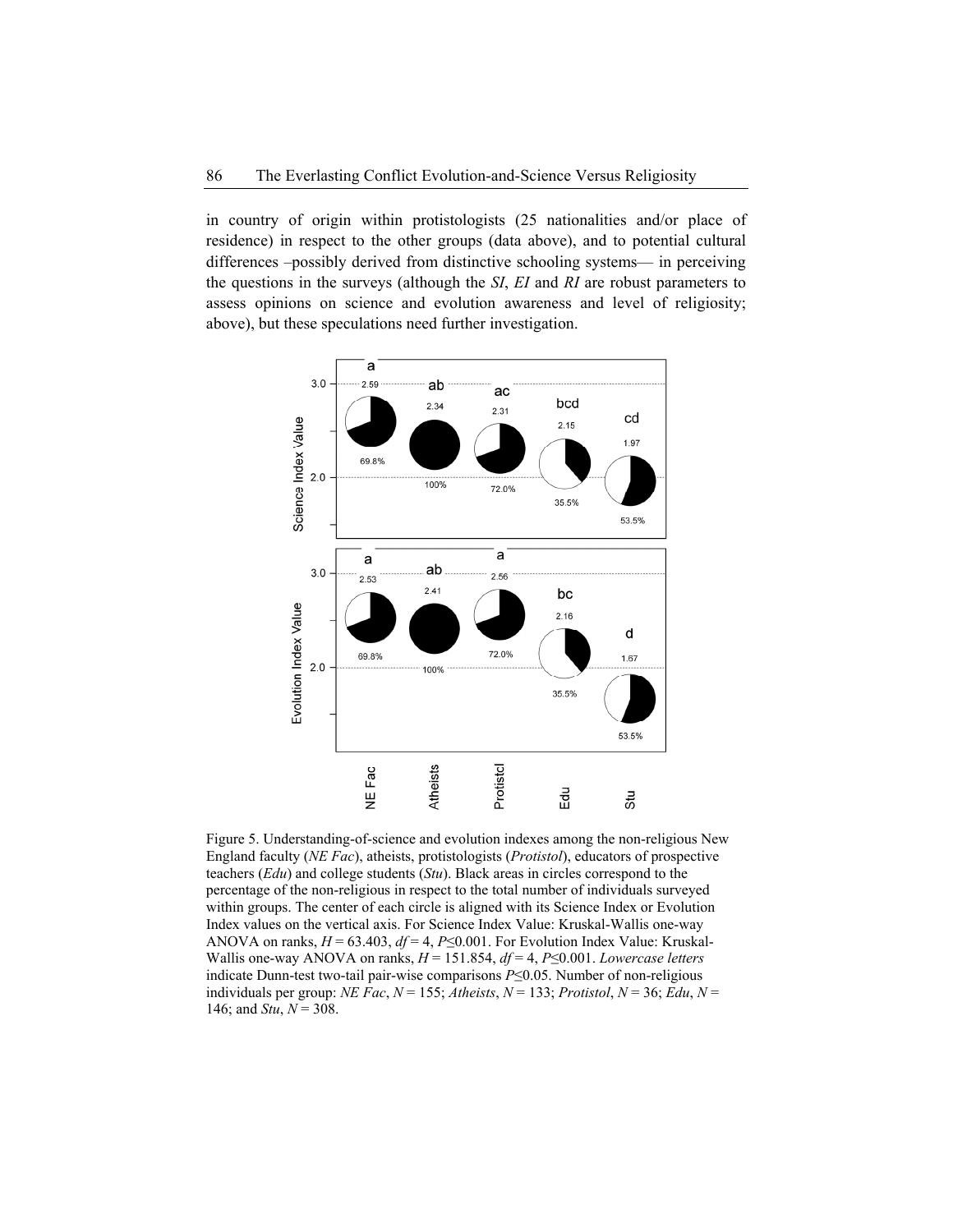in country of origin within protistologists (25 nationalities and/or place of residence) in respect to the other groups (data above), and to potential cultural differences –possibly derived from distinctive schooling systems— in perceiving the questions in the surveys (although the *SI*, *EI* and *RI* are robust parameters to assess opinions on science and evolution awareness and level of religiosity; above), but these speculations need further investigation.

Figure 5. Understanding-of-science and evolution indexes among the non-religious New England faculty (*NE Fac*), atheists, protistologists (*Protistol*), educators of prospective teachers (*Edu*) and college students (*Stu*). Black areas in circles correspond to the percentage of the non-religious in respect to the total number of individuals surveyed within groups. The center of each circle is aligned with its Science Index or Evolution Index values on the vertical axis. For Science Index Value: Kruskal-Wallis one-way ANOVA on ranks, $H = 63.403$, $df = 4$, $P \leq 0.001$. For Evolution Index Value: Kruskal-Wallis one-way ANOVA on ranks, $H = 151.854$, $df = 4$, $P \leq 0.001$. *Lowercase letters* indicate Dunn-test two-tail pair-wise comparisons $P \leq 0.05$. Number of non-religious individuals per group: *NE Fac*, $N = 155$; *Atheists*, $N = 133$; *Protistol*, $N = 36$; *Edu*, $N = 146$; and *Stu*, $N = 308$.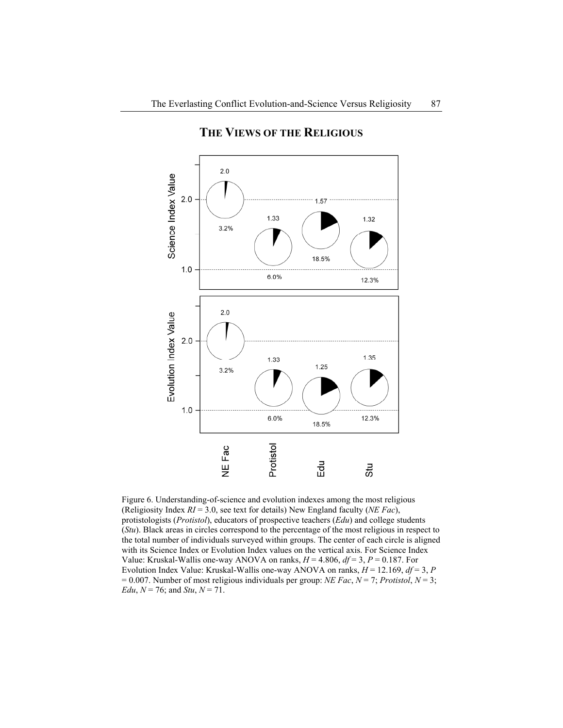## THE VIEWS OF THE RELIGIOUS

Figure 6. Understanding-of-science and evolution indexes among the most religious (Religiosity Index $RI = 3.0$, see text for details) New England faculty (*NE Fac*), protistologists (*Protistol*), educators of prospective teachers (*Edu*) and college students (*Stu*). Black areas in circles correspond to the percentage of the most religious in respect to the total number of individuals surveyed within groups. The center of each circle is aligned with its Science Index or Evolution Index values on the vertical axis. For Science Index Value: Kruskal-Wallis one-way ANOVA on ranks, $H = 4.806$, $df = 3$, $P = 0.187$. For Evolution Index Value: Kruskal-Wallis one-way ANOVA on ranks, $H = 12.169$, $df = 3$, $P = 0.007$. Number of most religious individuals per group: *NE Fac*, $N = 7$; *Protistol*, $N = 3$; *Edu*, $N = 76$; and *Stu*, $N = 71$.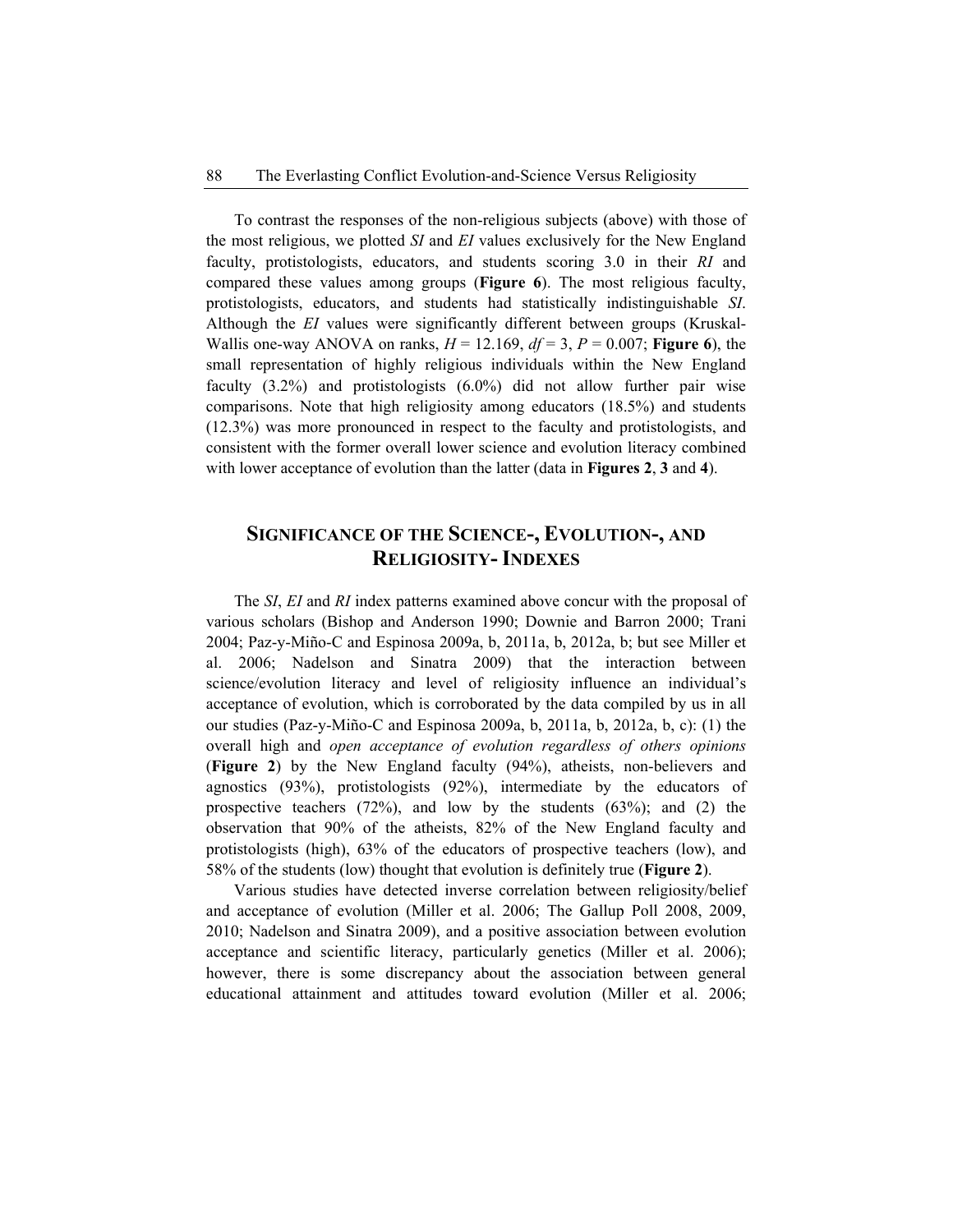To contrast the responses of the non-religious subjects (above) with those of the most religious, we plotted *SI* and *EI* values exclusively for the New England faculty, protistologists, educators, and students scoring 3.0 in their *RI* and compared these values among groups (**Figure 6**). The most religious faculty, protistologists, educators, and students had statistically indistinguishable *SI*. Although the *EI* values were significantly different between groups (Kruskal-Wallis one-way ANOVA on ranks, $H = 12.169$, $df = 3$, $P = 0.007$; **Figure 6**), the small representation of highly religious individuals within the New England faculty (3.2%) and protistologists (6.0%) did not allow further pair wise comparisons. Note that high religiosity among educators (18.5%) and students (12.3%) was more pronounced in respect to the faculty and protistologists, and consistent with the former overall lower science and evolution literacy combined with lower acceptance of evolution than the latter (data in **Figures 2**, **3** and **4**).

## SIGNIFICANCE OF THE SCIENCE-, EVOLUTION-, AND RELIGIOSITY- INDEXES

The *SI*, *EI* and *RI* index patterns examined above concur with the proposal of various scholars (Bishop and Anderson 1990; Downie and Barron 2000; Trani 2004; Paz-y-Miño-C and Espinosa 2009a, b, 2011a, b, 2012a, b; but see Miller et al. 2006; Nadelson and Sinatra 2009) that the interaction between science/evolution literacy and level of religiosity influence an individual's acceptance of evolution, which is corroborated by the data compiled by us in all our studies (Paz-y-Miño-C and Espinosa 2009a, b, 2011a, b, 2012a, b, c): (1) the overall high and *open acceptance of evolution regardless of others opinions* (**Figure 2**) by the New England faculty (94%), atheists, non-believers and agnostics (93%), protistologists (92%), intermediate by the educators of prospective teachers (72%), and low by the students (63%); and (2) the observation that 90% of the atheists, 82% of the New England faculty and protistologists (high), 63% of the educators of prospective teachers (low), and 58% of the students (low) thought that evolution is definitely true (**Figure 2**).

Various studies have detected inverse correlation between religiosity/belief and acceptance of evolution (Miller et al. 2006; The Gallup Poll 2008, 2009, 2010; Nadelson and Sinatra 2009), and a positive association between evolution acceptance and scientific literacy, particularly genetics (Miller et al. 2006); however, there is some discrepancy about the association between general educational attainment and attitudes toward evolution (Miller et al. 2006;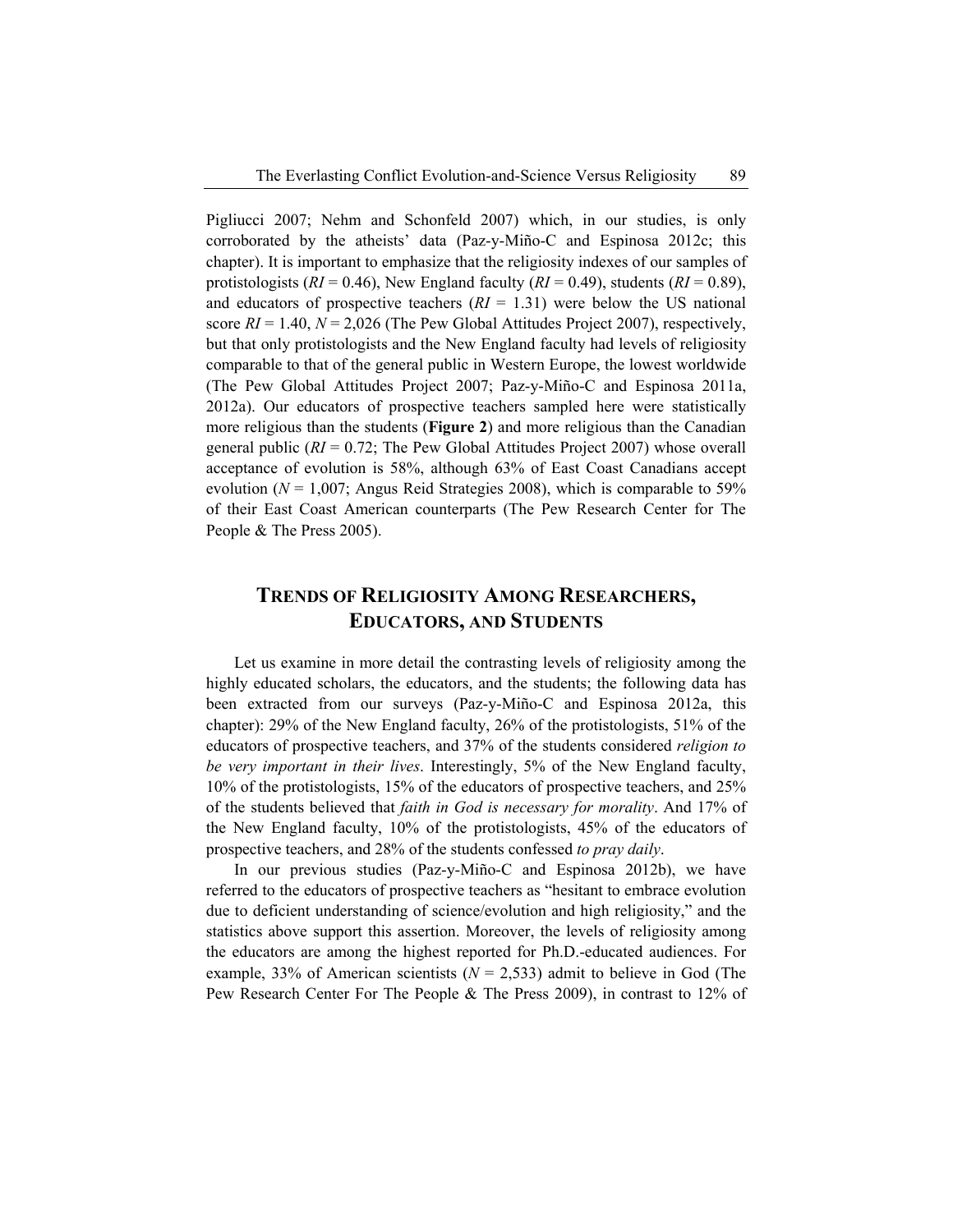Pigliucci 2007; Nehm and Schonfeld 2007) which, in our studies, is only corroborated by the atheists' data (Paz-y-Miño-C and Espinosa 2012c; this chapter). It is important to emphasize that the religiosity indexes of our samples of protistologists ($RI$ = 0.46), New England faculty ($RI$ = 0.49), students ($RI$ = 0.89), and educators of prospective teachers ($RI$ = 1.31) were below the US national score $RI$ = 1.40, $N$ = 2,026 (The Pew Global Attitudes Project 2007), respectively, but that only protistologists and the New England faculty had levels of religiosity comparable to that of the general public in Western Europe, the lowest worldwide (The Pew Global Attitudes Project 2007; Paz-y-Miño-C and Espinosa 2011a, 2012a). Our educators of prospective teachers sampled here were statistically more religious than the students (**Figure 2**) and more religious than the Canadian general public ($RI$ = 0.72; The Pew Global Attitudes Project 2007) whose overall acceptance of evolution is 58%, although 63% of East Coast Canadians accept evolution ($N$ = 1,007; Angus Reid Strategies 2008), which is comparable to 59% of their East Coast American counterparts (The Pew Research Center for The People & The Press 2005).

## TRENDS OF RELIGIOSITY AMONG RESEARCHERS, EDUCATORS, AND STUDENTS

Let us examine in more detail the contrasting levels of religiosity among the highly educated scholars, the educators, and the students; the following data has been extracted from our surveys (Paz-y-Miño-C and Espinosa 2012a, this chapter): 29% of the New England faculty, 26% of the protistologists, 51% of the educators of prospective teachers, and 37% of the students considered *religion to be very important in their lives*. Interestingly, 5% of the New England faculty, 10% of the protistologists, 15% of the educators of prospective teachers, and 25% of the students believed that *faith in God is necessary for morality*. And 17% of the New England faculty, 10% of the protistologists, 45% of the educators of prospective teachers, and 28% of the students confessed *to pray daily*.

In our previous studies (Paz-y-Miño-C and Espinosa 2012b), we have referred to the educators of prospective teachers as "hesitant to embrace evolution due to deficient understanding of science/evolution and high religiosity," and the statistics above support this assertion. Moreover, the levels of religiosity among the educators are among the highest reported for Ph.D.-educated audiences. For example, 33% of American scientists ($N$ = 2,533) admit to believe in God (The Pew Research Center For The People & The Press 2009), in contrast to 12% of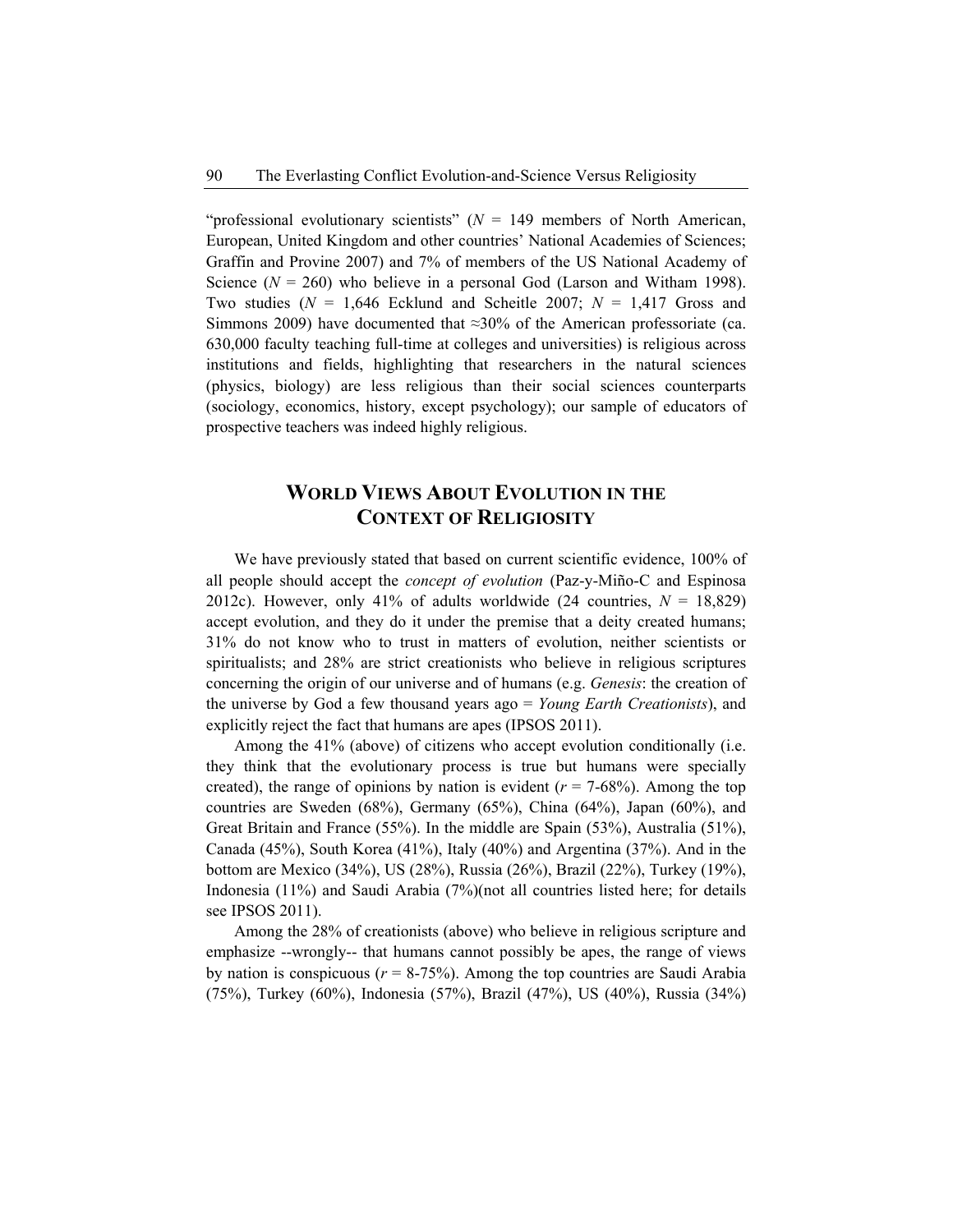"professional evolutionary scientists" ($N$ = 149 members of North American, European, United Kingdom and other countries' National Academies of Sciences; Graffin and Provine 2007) and 7% of members of the US National Academy of Science ($N$ = 260) who believe in a personal God (Larson and Witham 1998). Two studies ($N$ = 1,646 Ecklund and Scheitle 2007; $N$ = 1,417 Gross and Simmons 2009) have documented that ≈30% of the American professoriate (ca. 630,000 faculty teaching full-time at colleges and universities) is religious across institutions and fields, highlighting that researchers in the natural sciences (physics, biology) are less religious than their social sciences counterparts (sociology, economics, history, except psychology); our sample of educators of prospective teachers was indeed highly religious.

## WORLD VIEWS ABOUT EVOLUTION IN THE CONTEXT OF RELIGIOSITY

We have previously stated that based on current scientific evidence, 100% of all people should accept the *concept of evolution* (Paz-y-Miño-C and Espinosa 2012c). However, only 41% of adults worldwide (24 countries, $N$ = 18,829) accept evolution, and they do it under the premise that a deity created humans; 31% do not know who to trust in matters of evolution, neither scientists or spiritualists; and 28% are strict creationists who believe in religious scriptures concerning the origin of our universe and of humans (e.g. *Genesis*: the creation of the universe by God a few thousand years ago = *Young Earth Creationists*), and explicitly reject the fact that humans are apes (IPSOS 2011).

Among the 41% (above) of citizens who accept evolution conditionally (i.e. they think that the evolutionary process is true but humans were specially created), the range of opinions by nation is evident ($r$ = 7-68%). Among the top countries are Sweden (68%), Germany (65%), China (64%), Japan (60%), and Great Britain and France (55%). In the middle are Spain (53%), Australia (51%), Canada (45%), South Korea (41%), Italy (40%) and Argentina (37%). And in the bottom are Mexico (34%), US (28%), Russia (26%), Brazil (22%), Turkey (19%), Indonesia (11%) and Saudi Arabia (7%)(not all countries listed here; for details see IPSOS 2011).

Among the 28% of creationists (above) who believe in religious scripture and emphasize --wrongly-- that humans cannot possibly be apes, the range of views by nation is conspicuous ($r$ = 8-75%). Among the top countries are Saudi Arabia (75%), Turkey (60%), Indonesia (57%), Brazil (47%), US (40%), Russia (34%)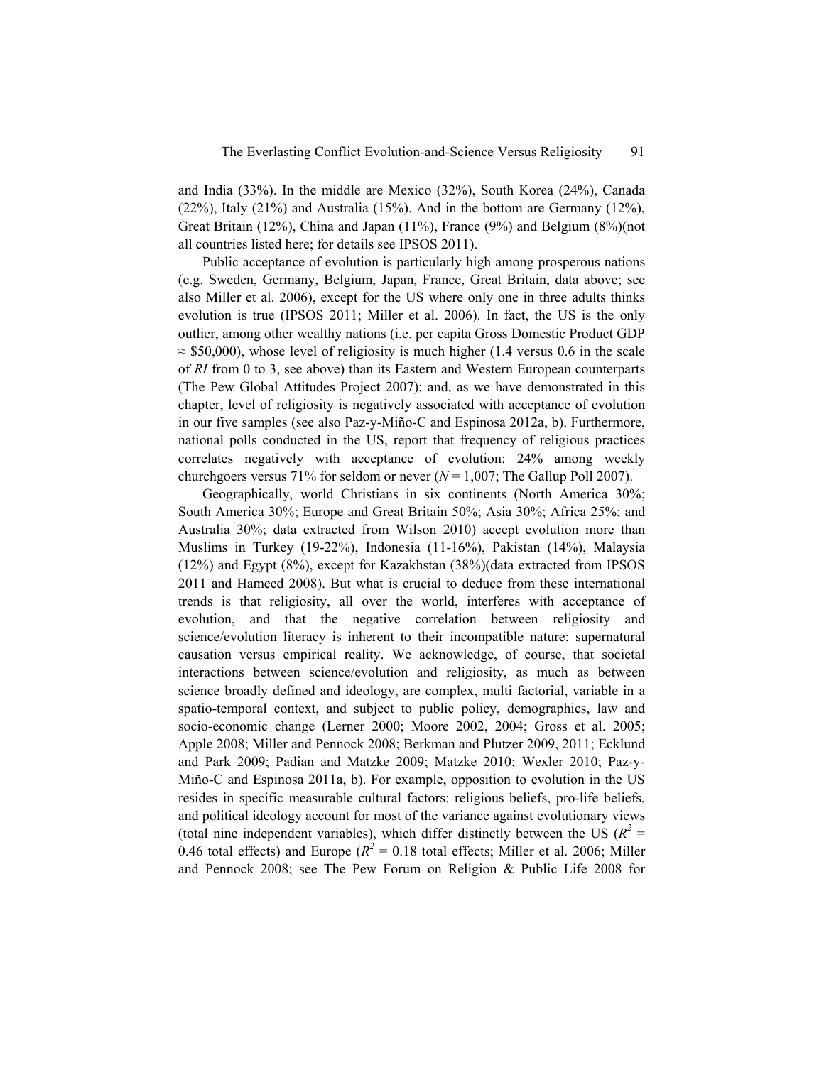and India (33%). In the middle are Mexico (32%), South Korea (24%), Canada (22%), Italy (21%) and Australia (15%). And in the bottom are Germany (12%), Great Britain (12%), China and Japan (11%), France (9%) and Belgium (8%)(not all countries listed here; for details see IPSOS 2011).

Public acceptance of evolution is particularly high among prosperous nations (e.g. Sweden, Germany, Belgium, Japan, France, Great Britain, data above; see also Miller et al. 2006), except for the US where only one in three adults thinks evolution is true (IPSOS 2011; Miller et al. 2006). In fact, the US is the only outlier, among other wealthy nations (i.e. per capita Gross Domestic Product GDP ≈ \$50,000), whose level of religiosity is much higher (1.4 versus 0.6 in the scale of *RI* from 0 to 3, see above) than its Eastern and Western European counterparts (The Pew Global Attitudes Project 2007); and, as we have demonstrated in this chapter, level of religiosity is negatively associated with acceptance of evolution in our five samples (see also Paz-y-Miño-C and Espinosa 2012a, b). Furthermore, national polls conducted in the US, report that frequency of religious practices correlates negatively with acceptance of evolution: 24% among weekly churchgoers versus 71% for seldom or never ($N$ = 1,007; The Gallup Poll 2007).

Geographically, world Christians in six continents (North America 30%; South America 30%; Europe and Great Britain 50%; Asia 30%; Africa 25%; and Australia 30%; data extracted from Wilson 2010) accept evolution more than Muslims in Turkey (19-22%), Indonesia (11-16%), Pakistan (14%), Malaysia (12%) and Egypt (8%), except for Kazakhstan (38%)(data extracted from IPSOS 2011 and Hameed 2008). But what is crucial to deduce from these international trends is that religiosity, all over the world, interferes with acceptance of evolution, and that the negative correlation between religiosity and science/evolution literacy is inherent to their incompatible nature: supernatural causation versus empirical reality. We acknowledge, of course, that societal interactions between science/evolution and religiosity, as much as between science broadly defined and ideology, are complex, multi factorial, variable in a spatio-temporal context, and subject to public policy, demographics, law and socio-economic change (Lerner 2000; Moore 2002, 2004; Gross et al. 2005; Apple 2008; Miller and Pennock 2008; Berkman and Plutzer 2009, 2011; Ecklund and Park 2009; Padian and Matzke 2009; Matzke 2010; Wexler 2010; Paz-y-Miño-C and Espinosa 2011a, b). For example, opposition to evolution in the US resides in specific measurable cultural factors: religious beliefs, pro-life beliefs, and political ideology account for most of the variance against evolutionary views (total nine independent variables), which differ distinctly between the US ($R^2$ = 0.46 total effects) and Europe ($R^2$ = 0.18 total effects; Miller et al. 2006; Miller and Pennock 2008; see The Pew Forum on Religion & Public Life 2008 for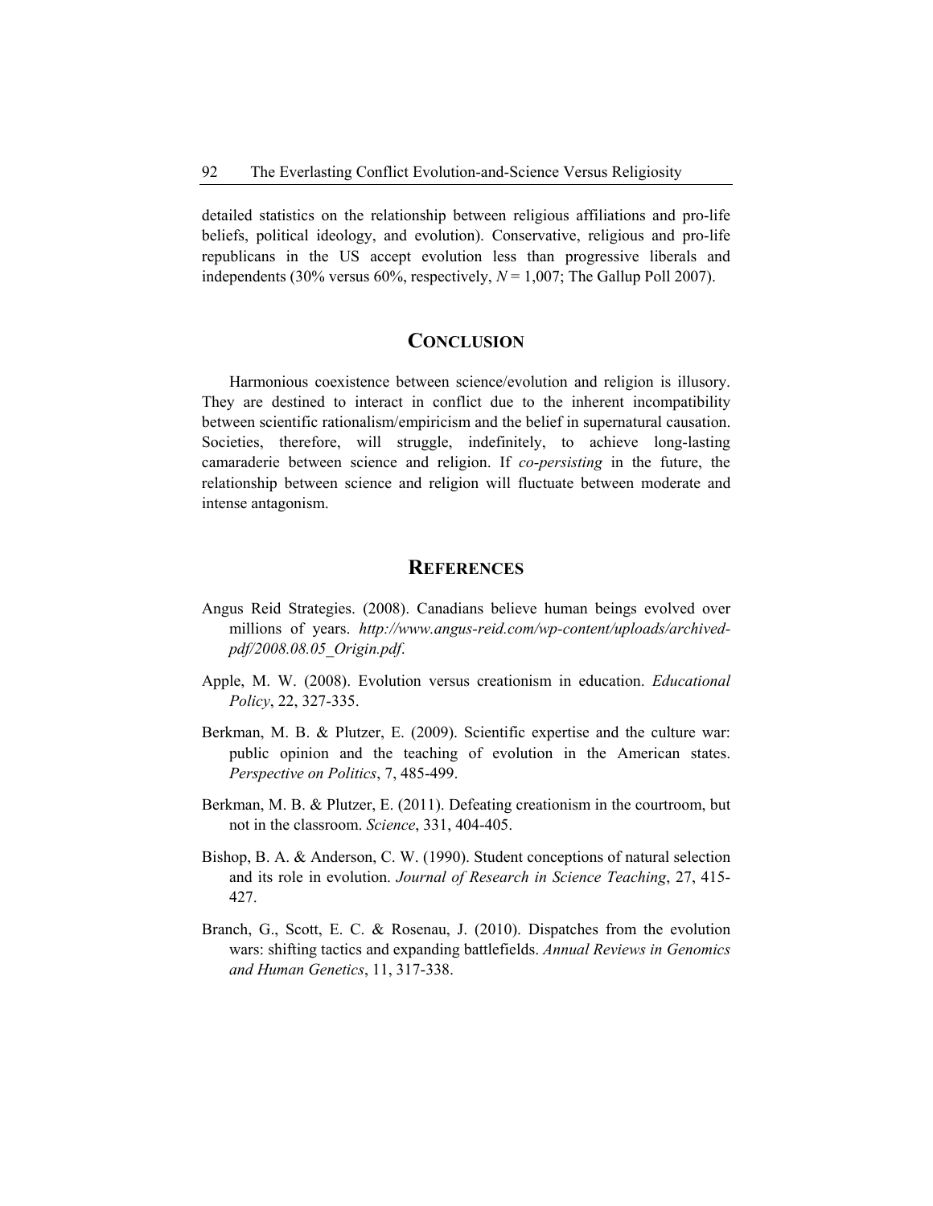detailed statistics on the relationship between religious affiliations and pro-life beliefs, political ideology, and evolution). Conservative, religious and pro-life republicans in the US accept evolution less than progressive liberals and independents (30% versus 60%, respectively, $N = 1{,}007$; The Gallup Poll 2007).

## Conclusion

Harmonious coexistence between science/evolution and religion is illusory. They are destined to interact in conflict due to the inherent incompatibility between scientific rationalism/empiricism and the belief in supernatural causation. Societies, therefore, will struggle, indefinitely, to achieve long-lasting camaraderie between science and religion. If *co-persisting* in the future, the relationship between science and religion will fluctuate between moderate and intense antagonism.

## References

Angus Reid Strategies. (2008). Canadians believe human beings evolved over millions of years. *http://www.angus-reid.com/wp-content/uploads/archived-pdf/2008.08.05_Origin.pdf*.

Apple, M. W. (2008). Evolution versus creationism in education. *Educational Policy*, 22, 327-335.

Berkman, M. B. & Plutzer, E. (2009). Scientific expertise and the culture war: public opinion and the teaching of evolution in the American states. *Perspective on Politics*, 7, 485-499.

Berkman, M. B. & Plutzer, E. (2011). Defeating creationism in the courtroom, but not in the classroom. *Science*, 331, 404-405.

Bishop, B. A. & Anderson, C. W. (1990). Student conceptions of natural selection and its role in evolution. *Journal of Research in Science Teaching*, 27, 415-427.

Branch, G., Scott, E. C. & Rosenau, J. (2010). Dispatches from the evolution wars: shifting tactics and expanding battlefields. *Annual Reviews in Genomics and Human Genetics*, 11, 317-338.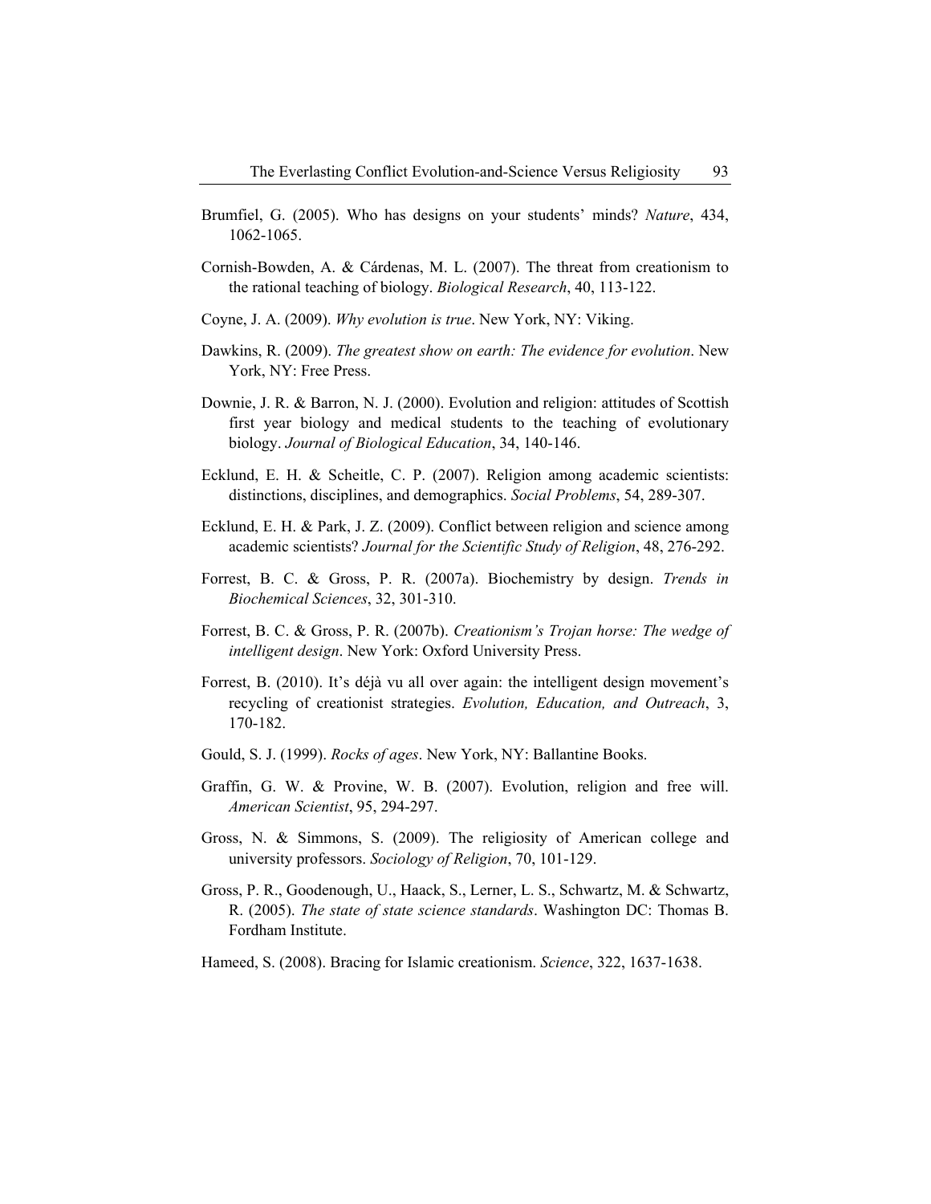Brumfiel, G. (2005). Who has designs on your students' minds? *Nature*, 434, 1062-1065.

Cornish-Bowden, A. & Cárdenas, M. L. (2007). The threat from creationism to the rational teaching of biology. *Biological Research*, 40, 113-122.

Coyne, J. A. (2009). *Why evolution is true*. New York, NY: Viking.

Dawkins, R. (2009). *The greatest show on earth: The evidence for evolution*. New York, NY: Free Press.

Downie, J. R. & Barron, N. J. (2000). Evolution and religion: attitudes of Scottish first year biology and medical students to the teaching of evolutionary biology. *Journal of Biological Education*, 34, 140-146.

Ecklund, E. H. & Scheitle, C. P. (2007). Religion among academic scientists: distinctions, disciplines, and demographics. *Social Problems*, 54, 289-307.

Ecklund, E. H. & Park, J. Z. (2009). Conflict between religion and science among academic scientists? *Journal for the Scientific Study of Religion*, 48, 276-292.

Forrest, B. C. & Gross, P. R. (2007a). Biochemistry by design. *Trends in Biochemical Sciences*, 32, 301-310.

Forrest, B. C. & Gross, P. R. (2007b). *Creationism's Trojan horse: The wedge of intelligent design*. New York: Oxford University Press.

Forrest, B. (2010). It's déjà vu all over again: the intelligent design movement's recycling of creationist strategies. *Evolution, Education, and Outreach*, 3, 170-182.

Gould, S. J. (1999). *Rocks of ages*. New York, NY: Ballantine Books.

Graffin, G. W. & Provine, W. B. (2007). Evolution, religion and free will. *American Scientist*, 95, 294-297.

Gross, N. & Simmons, S. (2009). The religiosity of American college and university professors. *Sociology of Religion*, 70, 101-129.

Gross, P. R., Goodenough, U., Haack, S., Lerner, L. S., Schwartz, M. & Schwartz, R. (2005). *The state of state science standards*. Washington DC: Thomas B. Fordham Institute.

Hameed, S. (2008). Bracing for Islamic creationism. *Science*, 322, 1637-1638.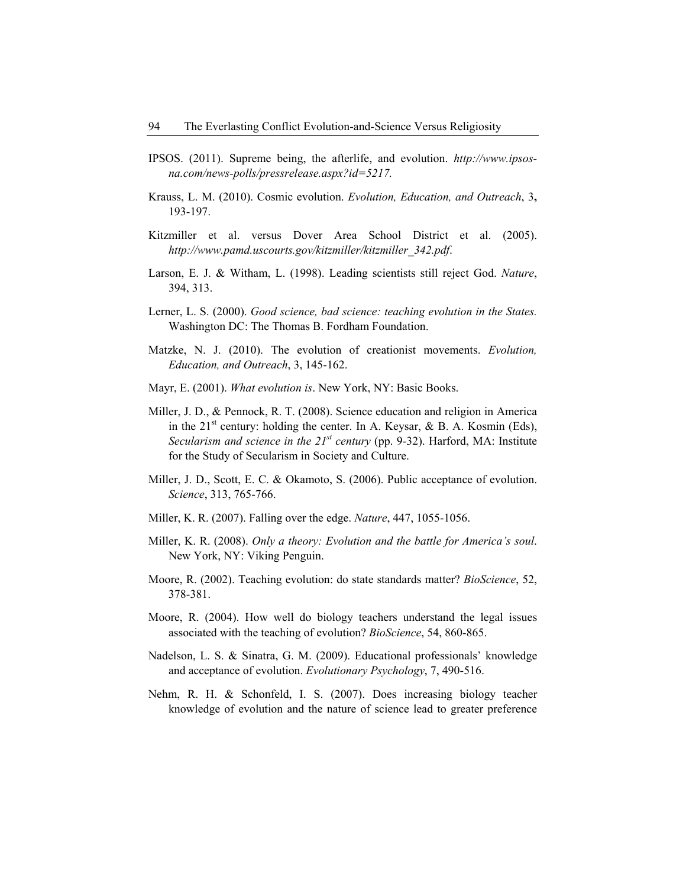IPSOS. (2011). Supreme being, the afterlife, and evolution. *http://www.ipsos-na.com/news-polls/pressrelease.aspx?id=5217.*

Krauss, L. M. (2010). Cosmic evolution. *Evolution, Education, and Outreach*, 3**,** 193-197.

Kitzmiller et al. versus Dover Area School District et al. (2005). *http://www.pamd.uscourts.gov/kitzmiller/kitzmiller_342.pdf*.

Larson, E. J. & Witham, L. (1998). Leading scientists still reject God. *Nature*, 394, 313.

Lerner, L. S. (2000). *Good science, bad science: teaching evolution in the States.* Washington DC: The Thomas B. Fordham Foundation.

Matzke, N. J. (2010). The evolution of creationist movements. *Evolution, Education, and Outreach*, 3, 145-162.

Mayr, E. (2001). *What evolution is*. New York, NY: Basic Books.

Miller, J. D., & Pennock, R. T. (2008). Science education and religion in America in the 21st century: holding the center. In A. Keysar, & B. A. Kosmin (Eds), *Secularism and science in the 21st century* (pp. 9-32). Harford, MA: Institute for the Study of Secularism in Society and Culture.

Miller, J. D., Scott, E. C. & Okamoto, S. (2006). Public acceptance of evolution. *Science*, 313, 765-766.

Miller, K. R. (2007). Falling over the edge. *Nature*, 447, 1055-1056.

Miller, K. R. (2008). *Only a theory: Evolution and the battle for America's soul*. New York, NY: Viking Penguin.

Moore, R. (2002). Teaching evolution: do state standards matter? *BioScience*, 52, 378-381.

Moore, R. (2004). How well do biology teachers understand the legal issues associated with the teaching of evolution? *BioScience*, 54, 860-865.

Nadelson, L. S. & Sinatra, G. M. (2009). Educational professionals' knowledge and acceptance of evolution. *Evolutionary Psychology*, 7, 490-516.

Nehm, R. H. & Schonfeld, I. S. (2007). Does increasing biology teacher knowledge of evolution and the nature of science lead to greater preference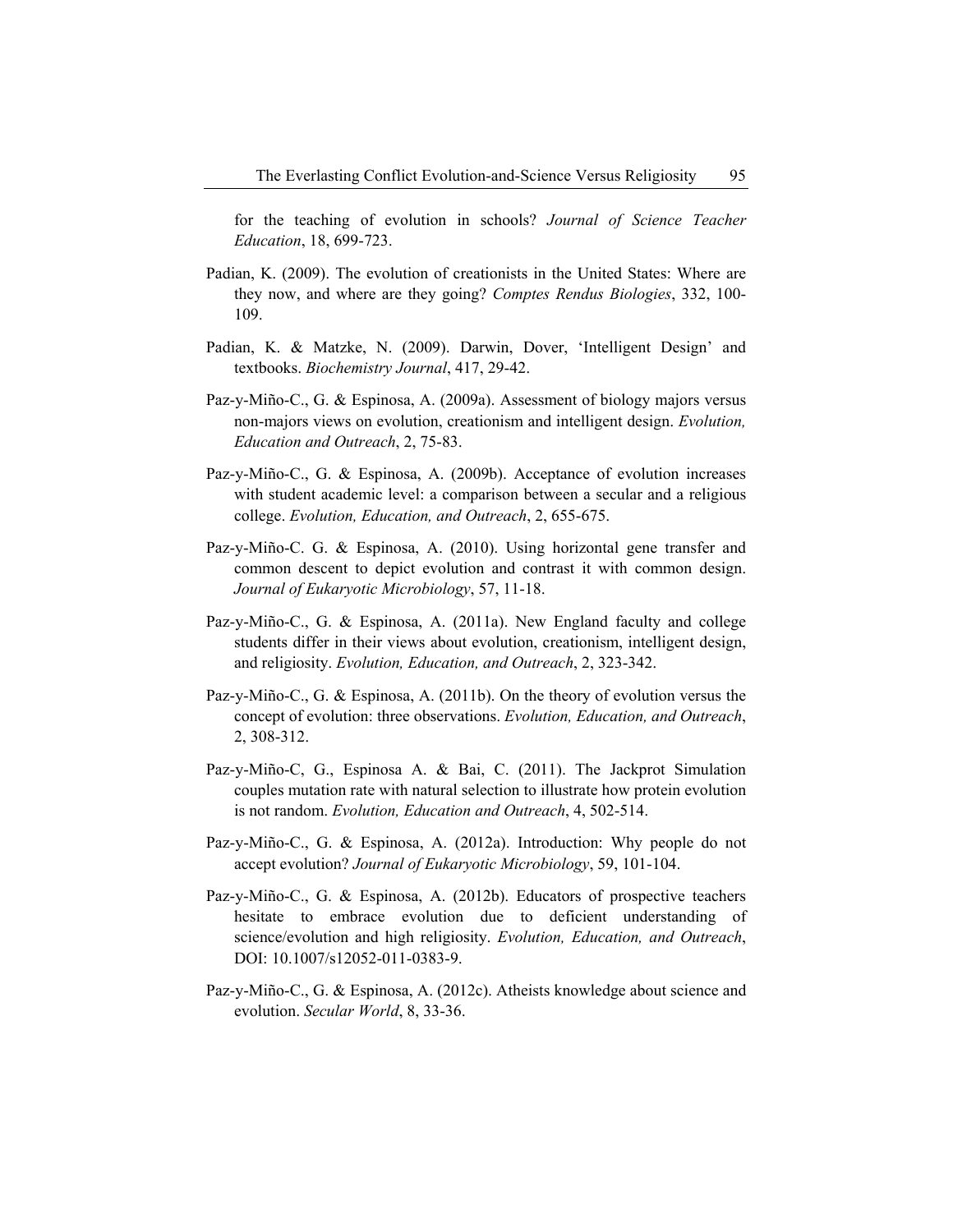for the teaching of evolution in schools? *Journal of Science Teacher Education*, 18, 699-723.

Padian, K. (2009). The evolution of creationists in the United States: Where are they now, and where are they going? *Comptes Rendus Biologies*, 332, 100-109.

Padian, K. & Matzke, N. (2009). Darwin, Dover, 'Intelligent Design' and textbooks. *Biochemistry Journal*, 417, 29-42.

Paz-y-Miño-C., G. & Espinosa, A. (2009a). Assessment of biology majors versus non-majors views on evolution, creationism and intelligent design. *Evolution, Education and Outreach*, 2, 75-83.

Paz-y-Miño-C., G. & Espinosa, A. (2009b). Acceptance of evolution increases with student academic level: a comparison between a secular and a religious college. *Evolution, Education, and Outreach*, 2, 655-675.

Paz-y-Miño-C. G. & Espinosa, A. (2010). Using horizontal gene transfer and common descent to depict evolution and contrast it with common design. *Journal of Eukaryotic Microbiology*, 57, 11-18.

Paz-y-Miño-C., G. & Espinosa, A. (2011a). New England faculty and college students differ in their views about evolution, creationism, intelligent design, and religiosity. *Evolution, Education, and Outreach*, 2, 323-342.

Paz-y-Miño-C., G. & Espinosa, A. (2011b). On the theory of evolution versus the concept of evolution: three observations. *Evolution, Education, and Outreach*, 2, 308-312.

Paz-y-Miño-C, G., Espinosa A. & Bai, C. (2011). The Jackprot Simulation couples mutation rate with natural selection to illustrate how protein evolution is not random. *Evolution, Education and Outreach*, 4, 502-514.

Paz-y-Miño-C., G. & Espinosa, A. (2012a). Introduction: Why people do not accept evolution? *Journal of Eukaryotic Microbiology*, 59, 101-104.

Paz-y-Miño-C., G. & Espinosa, A. (2012b). Educators of prospective teachers hesitate to embrace evolution due to deficient understanding of science/evolution and high religiosity. *Evolution, Education, and Outreach*, DOI: 10.1007/s12052-011-0383-9.

Paz-y-Miño-C., G. & Espinosa, A. (2012c). Atheists knowledge about science and evolution. *Secular World*, 8, 33-36.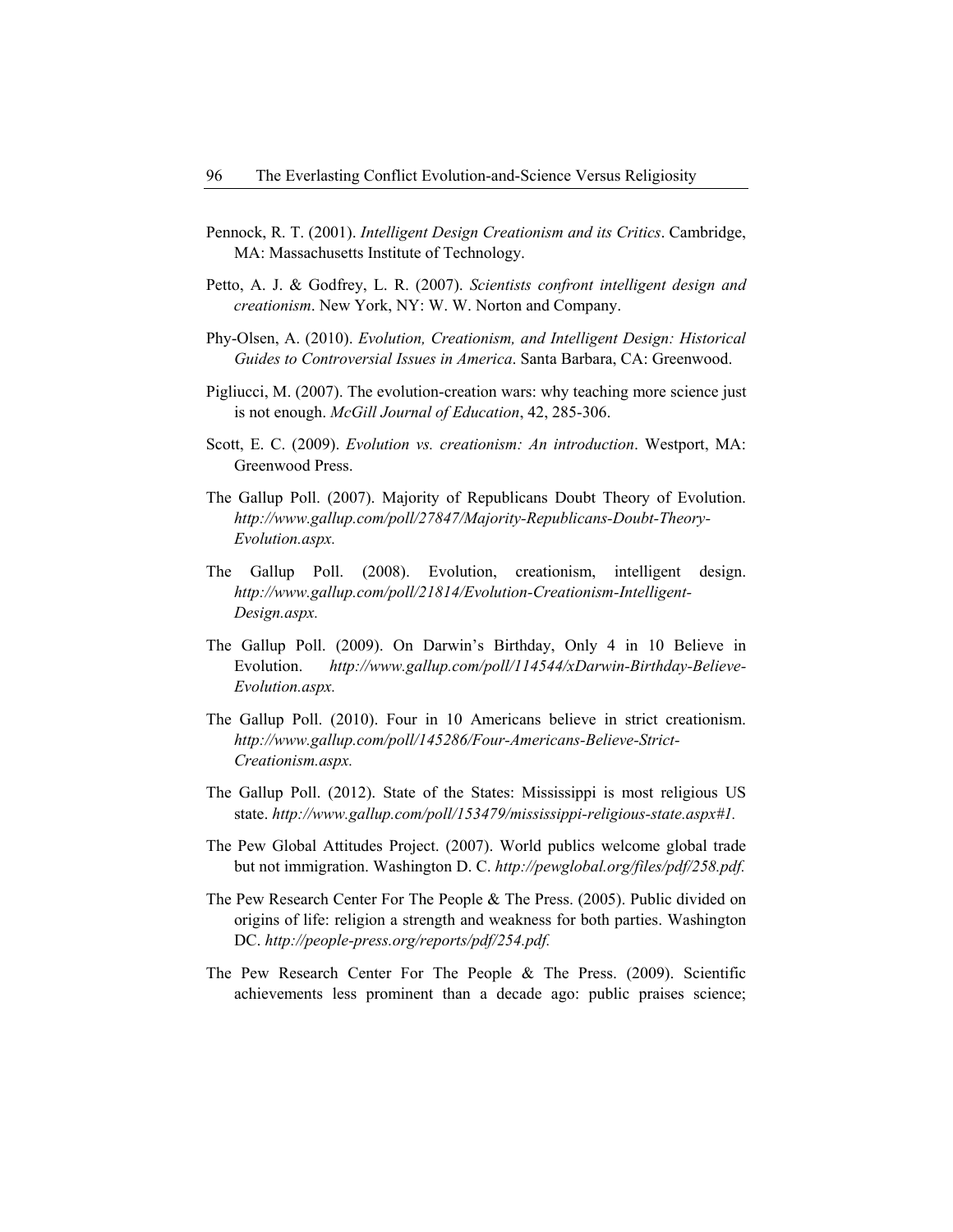Pennock, R. T. (2001). *Intelligent Design Creationism and its Critics*. Cambridge, MA: Massachusetts Institute of Technology.

Petto, A. J. & Godfrey, L. R. (2007). *Scientists confront intelligent design and creationism*. New York, NY: W. W. Norton and Company.

Phy-Olsen, A. (2010). *Evolution, Creationism, and Intelligent Design: Historical Guides to Controversial Issues in America*. Santa Barbara, CA: Greenwood.

Pigliucci, M. (2007). The evolution-creation wars: why teaching more science just is not enough. *McGill Journal of Education*, 42, 285-306.

Scott, E. C. (2009). *Evolution vs. creationism: An introduction*. Westport, MA: Greenwood Press.

The Gallup Poll. (2007). Majority of Republicans Doubt Theory of Evolution. *http://www.gallup.com/poll/27847/Majority-Republicans-Doubt-Theory-Evolution.aspx.*

The Gallup Poll. (2008). Evolution, creationism, intelligent design. *http://www.gallup.com/poll/21814/Evolution-Creationism-Intelligent-Design.aspx.*

The Gallup Poll. (2009). On Darwin's Birthday, Only 4 in 10 Believe in Evolution. *http://www.gallup.com/poll/114544/xDarwin-Birthday-Believe-Evolution.aspx.*

The Gallup Poll. (2010). Four in 10 Americans believe in strict creationism. *http://www.gallup.com/poll/145286/Four-Americans-Believe-Strict-Creationism.aspx.*

The Gallup Poll. (2012). State of the States: Mississippi is most religious US state. *http://www.gallup.com/poll/153479/mississippi-religious-state.aspx#1.*

The Pew Global Attitudes Project. (2007). World publics welcome global trade but not immigration. Washington D. C. *http://pewglobal.org/files/pdf/258.pdf.*

The Pew Research Center For The People & The Press. (2005). Public divided on origins of life: religion a strength and weakness for both parties. Washington DC. *http://people-press.org/reports/pdf/254.pdf.*

The Pew Research Center For The People & The Press. (2009). Scientific achievements less prominent than a decade ago: public praises science;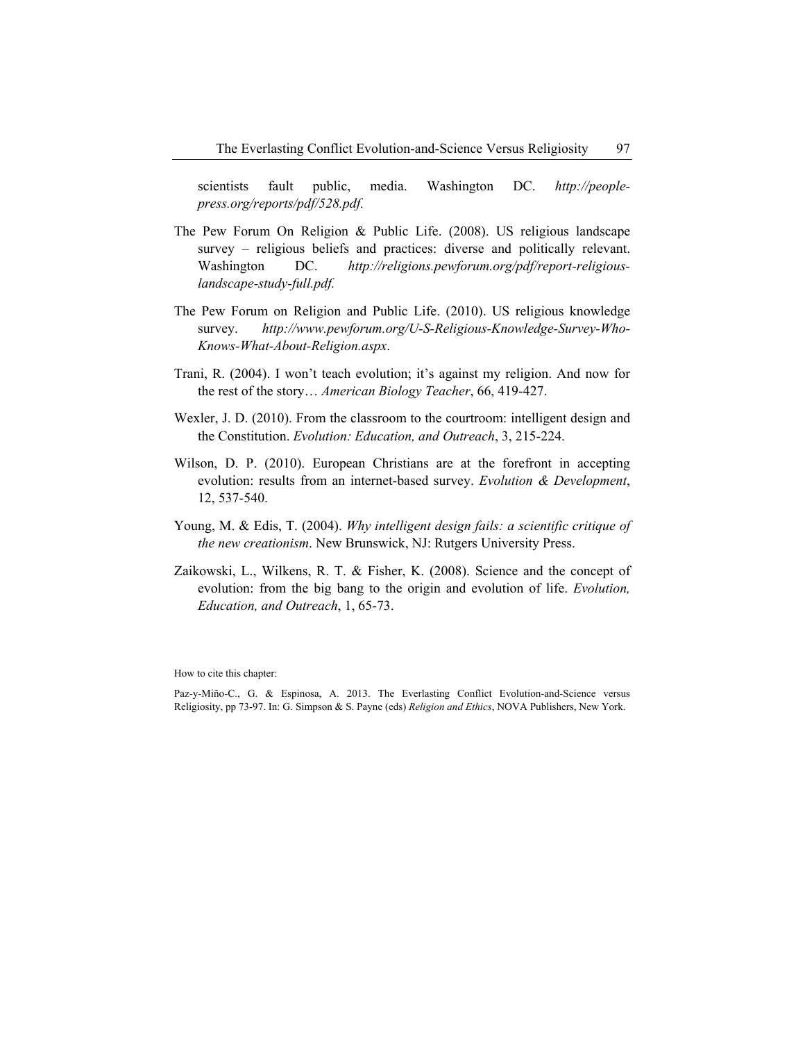scientists fault public, media. Washington DC. *http://people-press.org/reports/pdf/528.pdf.*

The Pew Forum On Religion & Public Life. (2008). US religious landscape survey – religious beliefs and practices: diverse and politically relevant. Washington DC. *http://religions.pewforum.org/pdf/report-religious-landscape-study-full.pdf.*

The Pew Forum on Religion and Public Life. (2010). US religious knowledge survey. *http://www.pewforum.org/U-S-Religious-Knowledge-Survey-Who-Knows-What-About-Religion.aspx*.

Trani, R. (2004). I won't teach evolution; it's against my religion. And now for the rest of the story… *American Biology Teacher*, 66, 419-427.

Wexler, J. D. (2010). From the classroom to the courtroom: intelligent design and the Constitution. *Evolution: Education, and Outreach*, 3, 215-224.

Wilson, D. P. (2010). European Christians are at the forefront in accepting evolution: results from an internet-based survey. *Evolution & Development*, 12, 537-540.

Young, M. & Edis, T. (2004). *Why intelligent design fails: a scientific critique of the new creationism*. New Brunswick, NJ: Rutgers University Press.

Zaikowski, L., Wilkens, R. T. & Fisher, K. (2008). Science and the concept of evolution: from the big bang to the origin and evolution of life. *Evolution, Education, and Outreach*, 1, 65-73.

How to cite this chapter:

Paz-y-Miño-C., G. & Espinosa, A. 2013. The Everlasting Conflict Evolution-and-Science versus Religiosity, pp 73-97. In: G. Simpson & S. Payne (eds) *Religion and Ethics*, NOVA Publishers, New York.